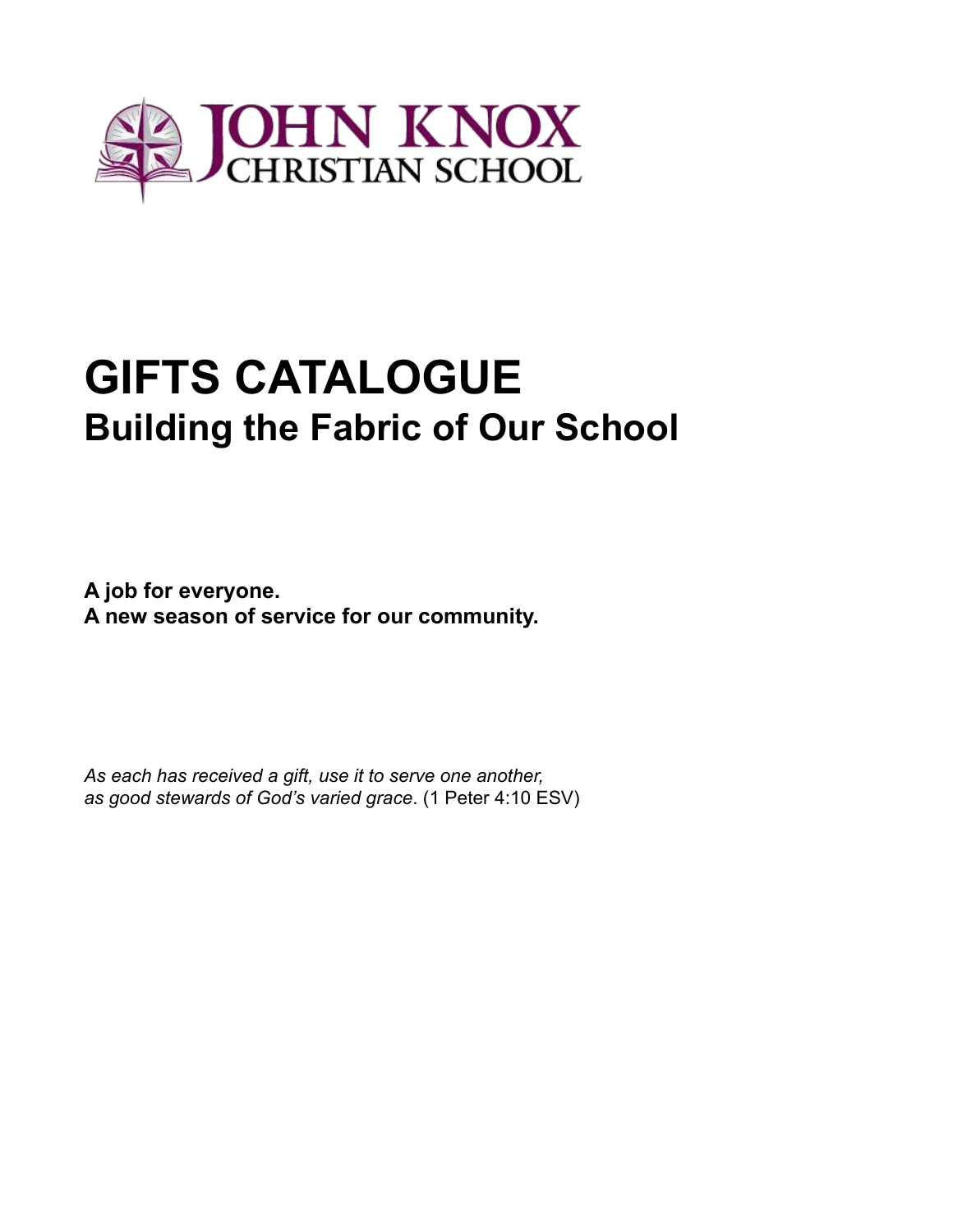JOHN KNOX
CHRISTIAN SCHOOL

# GIFTS CATALOGUE

## Building the Fabric of Our School

**A job for everyone.**
**A new season of service for our community.**

*As each has received a gift, use it to serve one another,*
*as good stewards of God's varied grace*. (1 Peter 4:10 ESV)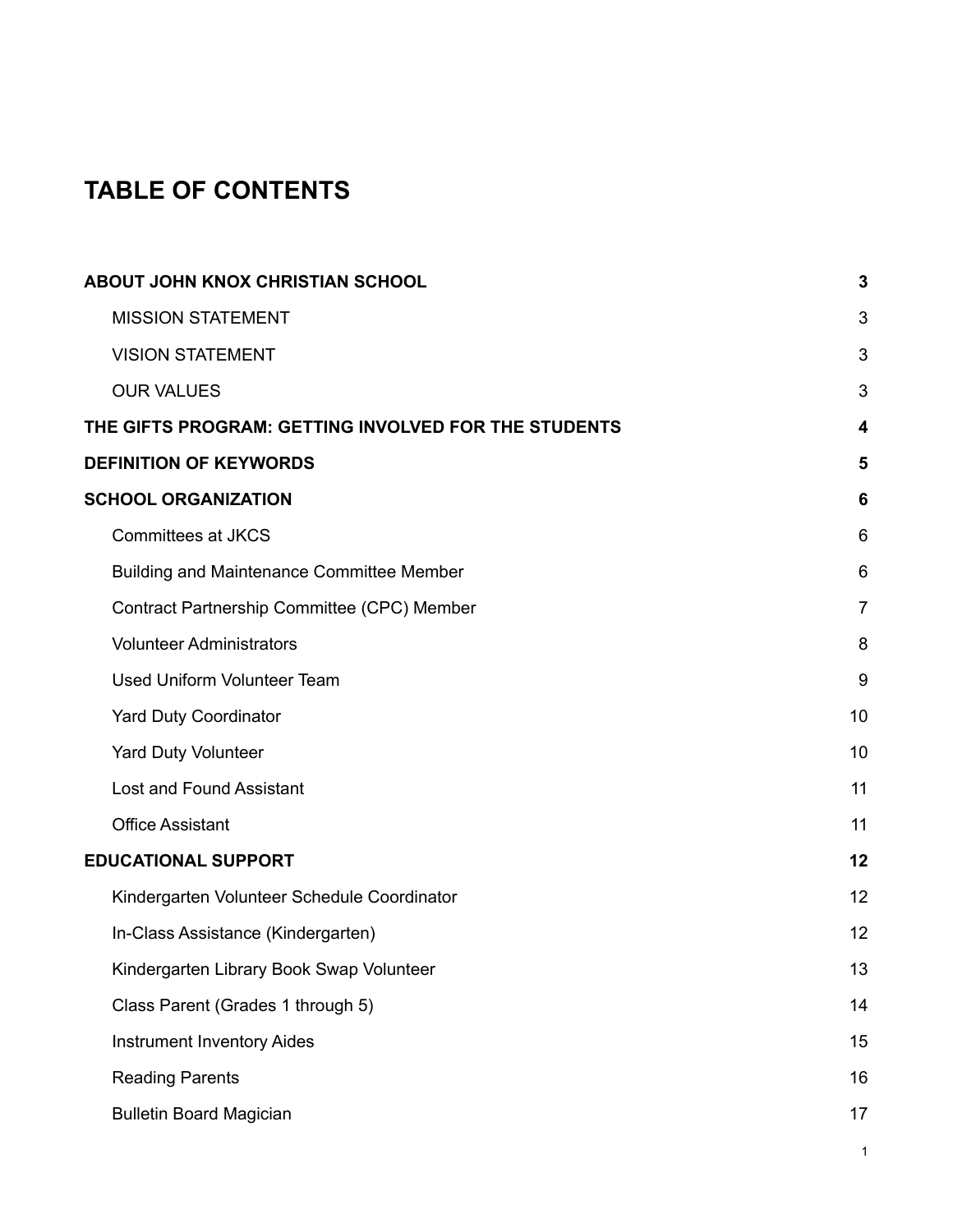# TABLE OF CONTENTS

| | |
|---|---|
| **ABOUT JOHN KNOX CHRISTIAN SCHOOL** | **3** |
| MISSION STATEMENT | 3 |
| VISION STATEMENT | 3 |
| OUR VALUES | 3 |
| **THE GIFTS PROGRAM: GETTING INVOLVED FOR THE STUDENTS** | **4** |
| **DEFINITION OF KEYWORDS** | **5** |
| **SCHOOL ORGANIZATION** | **6** |
| Committees at JKCS | 6 |
| Building and Maintenance Committee Member | 6 |
| Contract Partnership Committee (CPC) Member | 7 |
| Volunteer Administrators | 8 |
| Used Uniform Volunteer Team | 9 |
| Yard Duty Coordinator | 10 |
| Yard Duty Volunteer | 10 |
| Lost and Found Assistant | 11 |
| Office Assistant | 11 |
| **EDUCATIONAL SUPPORT** | **12** |
| Kindergarten Volunteer Schedule Coordinator | 12 |
| In-Class Assistance (Kindergarten) | 12 |
| Kindergarten Library Book Swap Volunteer | 13 |
| Class Parent (Grades 1 through 5) | 14 |
| Instrument Inventory Aides | 15 |
| Reading Parents | 16 |
| Bulletin Board Magician | 17 |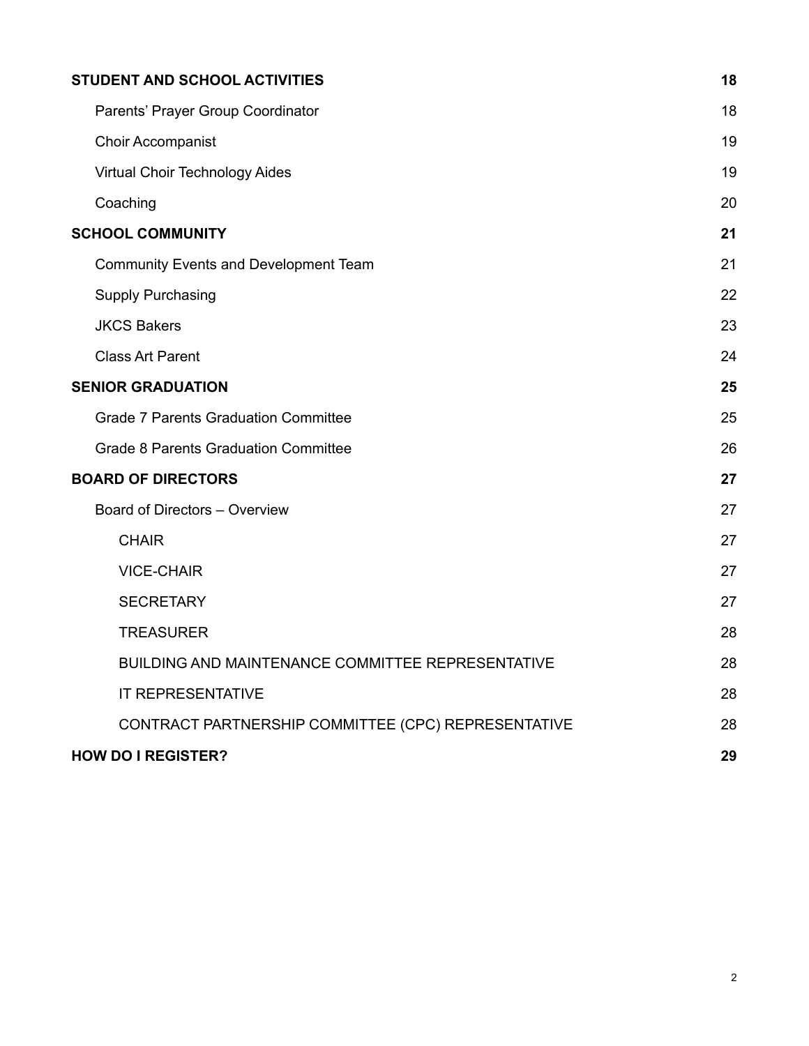| | |
|---|---|
| **STUDENT AND SCHOOL ACTIVITIES** | **18** |
| Parents' Prayer Group Coordinator | 18 |
| Choir Accompanist | 19 |
| Virtual Choir Technology Aides | 19 |
| Coaching | 20 |
| **SCHOOL COMMUNITY** | **21** |
| Community Events and Development Team | 21 |
| Supply Purchasing | 22 |
| JKCS Bakers | 23 |
| Class Art Parent | 24 |
| **SENIOR GRADUATION** | **25** |
| Grade 7 Parents Graduation Committee | 25 |
| Grade 8 Parents Graduation Committee | 26 |
| **BOARD OF DIRECTORS** | **27** |
| Board of Directors – Overview | 27 |
| CHAIR | 27 |
| VICE-CHAIR | 27 |
| SECRETARY | 27 |
| TREASURER | 28 |
| BUILDING AND MAINTENANCE COMMITTEE REPRESENTATIVE | 28 |
| IT REPRESENTATIVE | 28 |
| CONTRACT PARTNERSHIP COMMITTEE (CPC) REPRESENTATIVE | 28 |
| **HOW DO I REGISTER?** | **29** |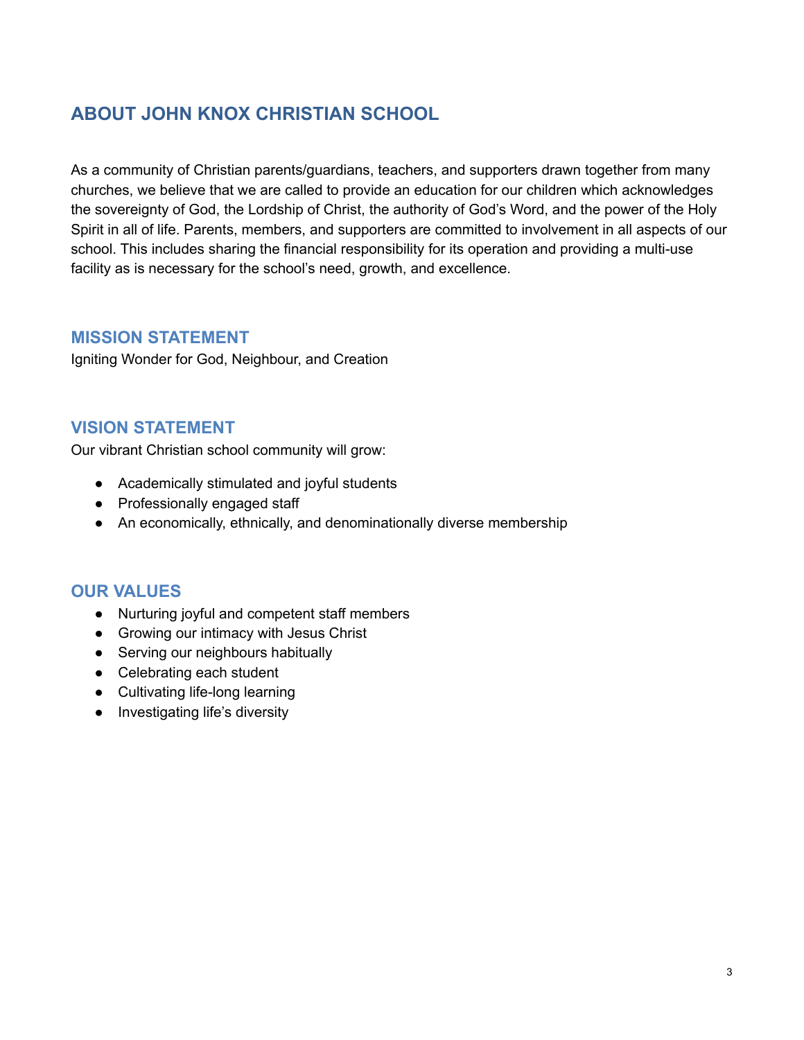## ABOUT JOHN KNOX CHRISTIAN SCHOOL

As a community of Christian parents/guardians, teachers, and supporters drawn together from many churches, we believe that we are called to provide an education for our children which acknowledges the sovereignty of God, the Lordship of Christ, the authority of God's Word, and the power of the Holy Spirit in all of life. Parents, members, and supporters are committed to involvement in all aspects of our school. This includes sharing the financial responsibility for its operation and providing a multi-use facility as is necessary for the school's need, growth, and excellence.

### MISSION STATEMENT

Igniting Wonder for God, Neighbour, and Creation

### VISION STATEMENT

Our vibrant Christian school community will grow:

- Academically stimulated and joyful students
- Professionally engaged staff
- An economically, ethnically, and denominationally diverse membership

### OUR VALUES

- Nurturing joyful and competent staff members
- Growing our intimacy with Jesus Christ
- Serving our neighbours habitually
- Celebrating each student
- Cultivating life-long learning
- Investigating life's diversity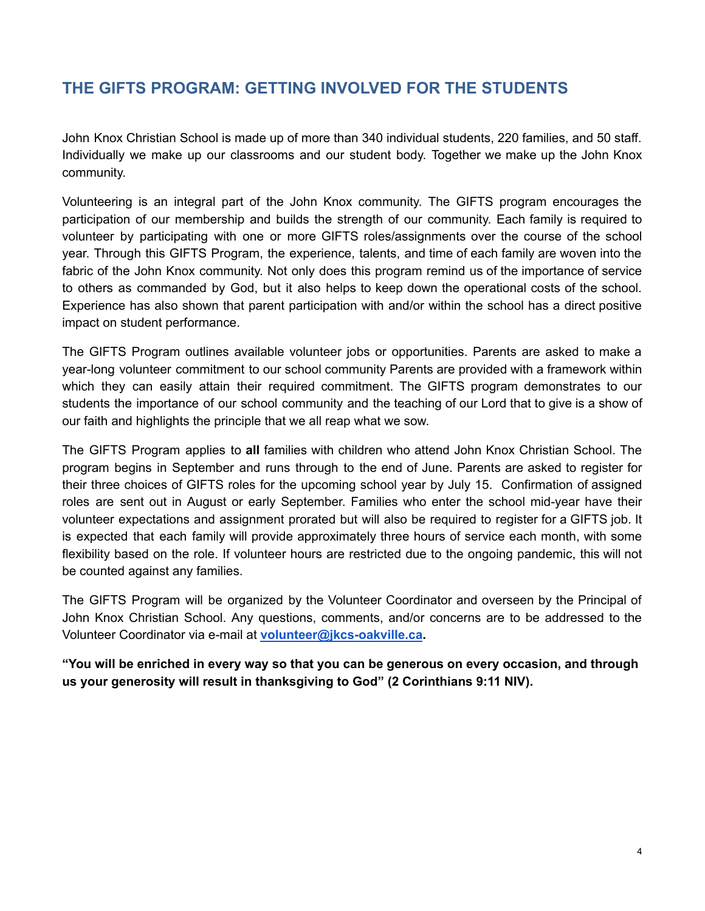## THE GIFTS PROGRAM: GETTING INVOLVED FOR THE STUDENTS

John Knox Christian School is made up of more than 340 individual students, 220 families, and 50 staff. Individually we make up our classrooms and our student body. Together we make up the John Knox community.

Volunteering is an integral part of the John Knox community. The GIFTS program encourages the participation of our membership and builds the strength of our community. Each family is required to volunteer by participating with one or more GIFTS roles/assignments over the course of the school year. Through this GIFTS Program, the experience, talents, and time of each family are woven into the fabric of the John Knox community. Not only does this program remind us of the importance of service to others as commanded by God, but it also helps to keep down the operational costs of the school. Experience has also shown that parent participation with and/or within the school has a direct positive impact on student performance.

The GIFTS Program outlines available volunteer jobs or opportunities. Parents are asked to make a year-long volunteer commitment to our school community Parents are provided with a framework within which they can easily attain their required commitment. The GIFTS program demonstrates to our students the importance of our school community and the teaching of our Lord that to give is a show of our faith and highlights the principle that we all reap what we sow.

The GIFTS Program applies to **all** families with children who attend John Knox Christian School. The program begins in September and runs through to the end of June. Parents are asked to register for their three choices of GIFTS roles for the upcoming school year by July 15. Confirmation of assigned roles are sent out in August or early September. Families who enter the school mid-year have their volunteer expectations and assignment prorated but will also be required to register for a GIFTS job. It is expected that each family will provide approximately three hours of service each month, with some flexibility based on the role. If volunteer hours are restricted due to the ongoing pandemic, this will not be counted against any families.

The GIFTS Program will be organized by the Volunteer Coordinator and overseen by the Principal of John Knox Christian School. Any questions, comments, and/or concerns are to be addressed to the Volunteer Coordinator via e-mail at **volunteer@jkcs-oakville.ca.**

**"You will be enriched in every way so that you can be generous on every occasion, and through us your generosity will result in thanksgiving to God" (2 Corinthians 9:11 NIV).**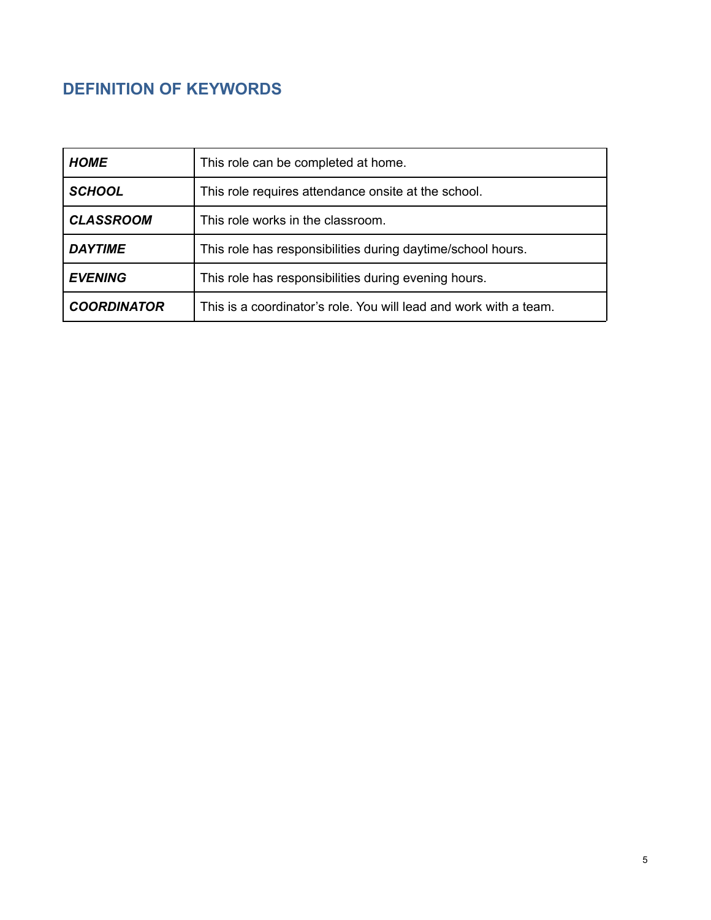## DEFINITION OF KEYWORDS

| | |
|---|---|
| ***HOME*** | This role can be completed at home. |
| ***SCHOOL*** | This role requires attendance onsite at the school. |
| ***CLASSROOM*** | This role works in the classroom. |
| ***DAYTIME*** | This role has responsibilities during daytime/school hours. |
| ***EVENING*** | This role has responsibilities during evening hours. |
| ***COORDINATOR*** | This is a coordinator's role. You will lead and work with a team. |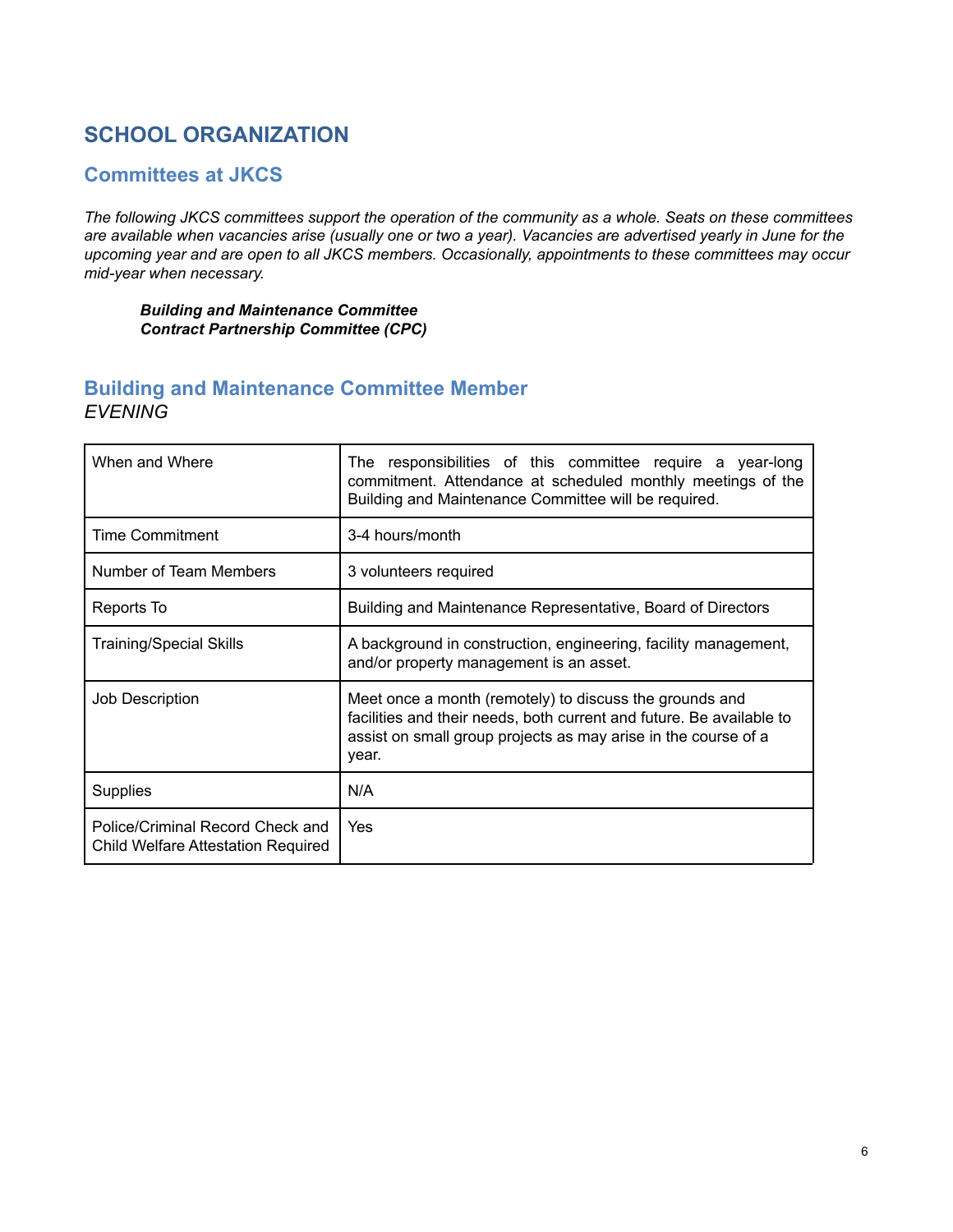# SCHOOL ORGANIZATION

## Committees at JKCS

*The following JKCS committees support the operation of the community as a whole. Seats on these committees are available when vacancies arise (usually one or two a year). Vacancies are advertised yearly in June for the upcoming year and are open to all JKCS members. Occasionally, appointments to these committees may occur mid-year when necessary.*

> ***Building and Maintenance Committee***
> ***Contract Partnership Committee (CPC)***

## Building and Maintenance Committee Member

*EVENING*

| | |
|---|---|
| When and Where | The responsibilities of this committee require a year-long commitment. Attendance at scheduled monthly meetings of the Building and Maintenance Committee will be required. |
| Time Commitment | 3-4 hours/month |
| Number of Team Members | 3 volunteers required |
| Reports To | Building and Maintenance Representative, Board of Directors |
| Training/Special Skills | A background in construction, engineering, facility management, and/or property management is an asset. |
| Job Description | Meet once a month (remotely) to discuss the grounds and facilities and their needs, both current and future. Be available to assist on small group projects as may arise in the course of a year. |
| Supplies | N/A |
| Police/Criminal Record Check and Child Welfare Attestation Required | Yes |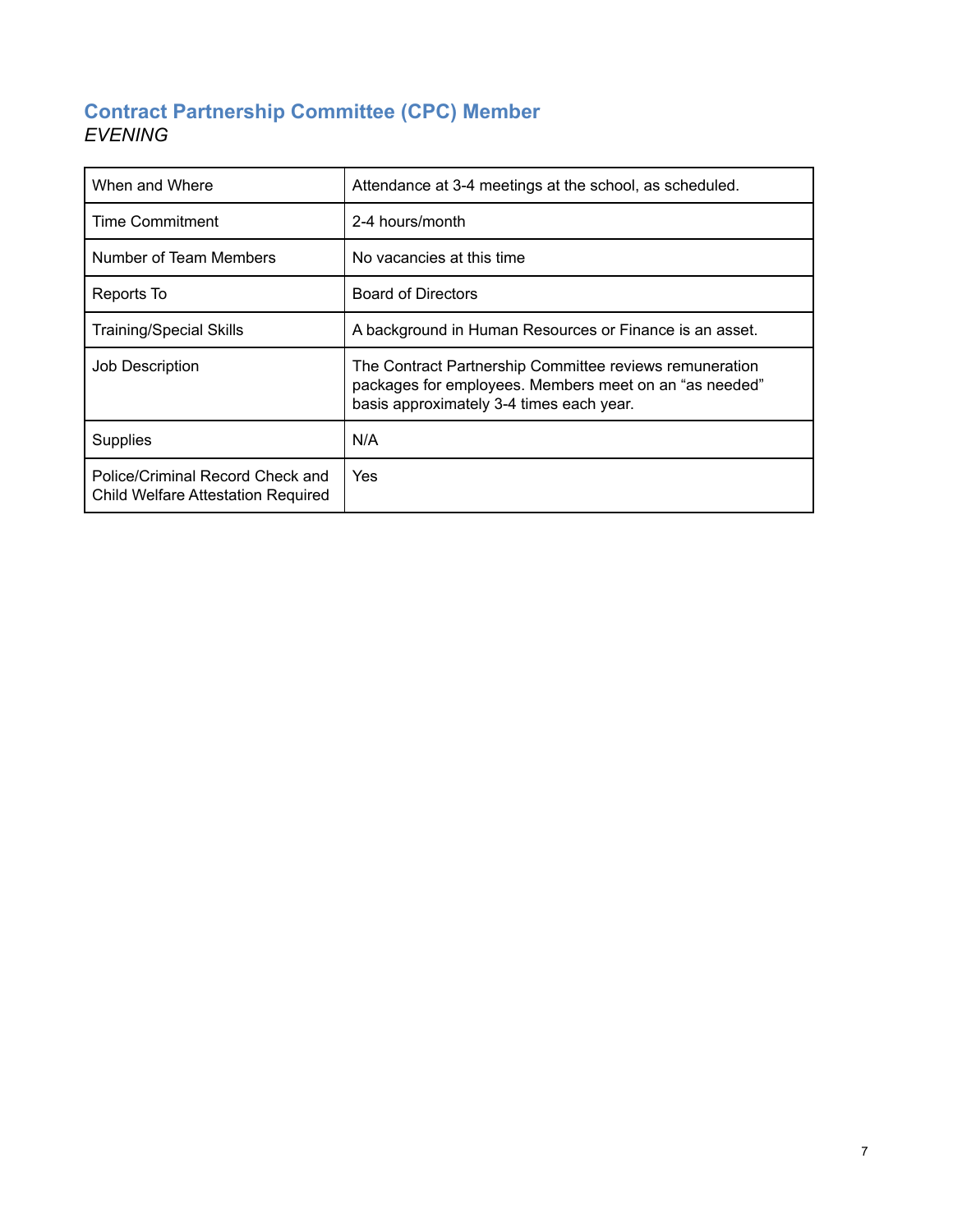## Contract Partnership Committee (CPC) Member

*EVENING*

| | |
|---|---|
| When and Where | Attendance at 3-4 meetings at the school, as scheduled. |
| Time Commitment | 2-4 hours/month |
| Number of Team Members | No vacancies at this time |
| Reports To | Board of Directors |
| Training/Special Skills | A background in Human Resources or Finance is an asset. |
| Job Description | The Contract Partnership Committee reviews remuneration packages for employees. Members meet on an "as needed" basis approximately 3-4 times each year. |
| Supplies | N/A |
| Police/Criminal Record Check and Child Welfare Attestation Required | Yes |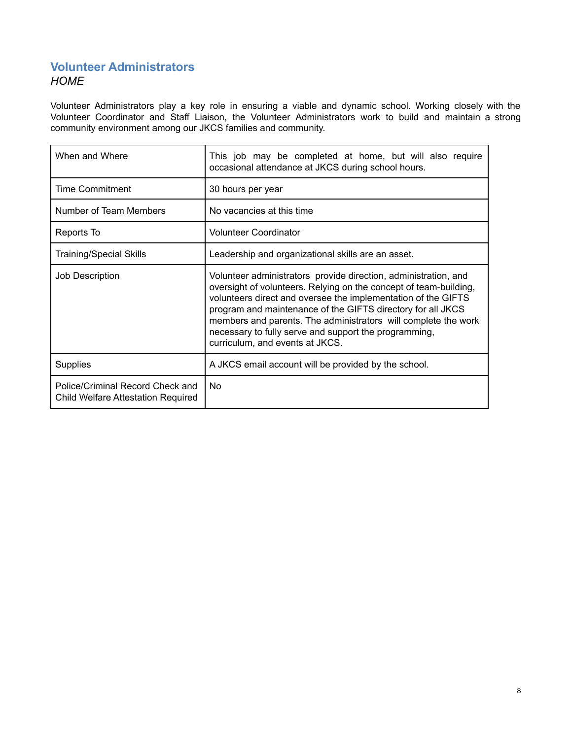## Volunteer Administrators

*HOME*

Volunteer Administrators play a key role in ensuring a viable and dynamic school. Working closely with the Volunteer Coordinator and Staff Liaison, the Volunteer Administrators work to build and maintain a strong community environment among our JKCS families and community.

| | |
|---|---|
| When and Where | This job may be completed at home, but will also require occasional attendance at JKCS during school hours. |
| Time Commitment | 30 hours per year |
| Number of Team Members | No vacancies at this time |
| Reports To | Volunteer Coordinator |
| Training/Special Skills | Leadership and organizational skills are an asset. |
| Job Description | Volunteer administrators provide direction, administration, and oversight of volunteers. Relying on the concept of team-building, volunteers direct and oversee the implementation of the GIFTS program and maintenance of the GIFTS directory for all JKCS members and parents. The administrators will complete the work necessary to fully serve and support the programming, curriculum, and events at JKCS. |
| Supplies | A JKCS email account will be provided by the school. |
| Police/Criminal Record Check and Child Welfare Attestation Required | No |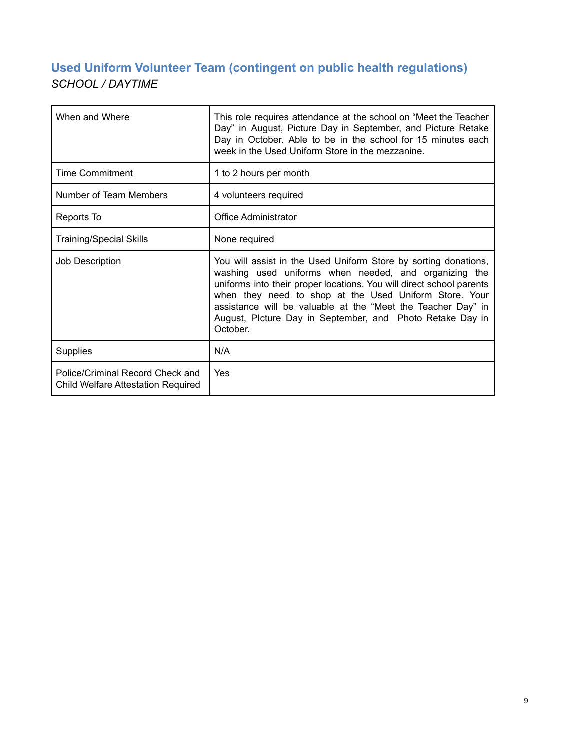## Used Uniform Volunteer Team (contingent on public health regulations)

*SCHOOL / DAYTIME*

| | |
|---|---|
| When and Where | This role requires attendance at the school on “Meet the Teacher Day” in August, Picture Day in September, and Picture Retake Day in October. Able to be in the school for 15 minutes each week in the Used Uniform Store in the mezzanine. |
| Time Commitment | 1 to 2 hours per month |
| Number of Team Members | 4 volunteers required |
| Reports To | Office Administrator |
| Training/Special Skills | None required |
| Job Description | You will assist in the Used Uniform Store by sorting donations, washing used uniforms when needed, and organizing the uniforms into their proper locations. You will direct school parents when they need to shop at the Used Uniform Store. Your assistance will be valuable at the “Meet the Teacher Day” in August, PIcture Day in September, and Photo Retake Day in October. |
| Supplies | N/A |
| Police/Criminal Record Check and Child Welfare Attestation Required | Yes |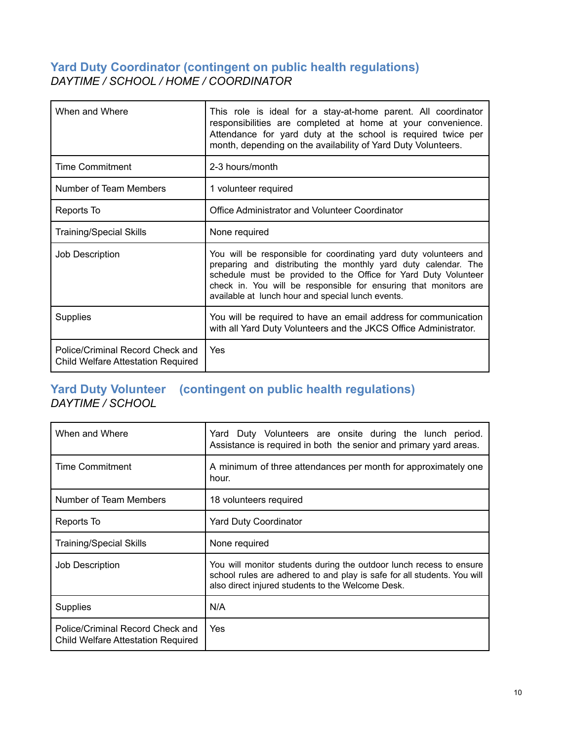## Yard Duty Coordinator (contingent on public health regulations)

*DAYTIME / SCHOOL / HOME / COORDINATOR*

| | |
|---|---|
| When and Where | This role is ideal for a stay-at-home parent. All coordinator responsibilities are completed at home at your convenience. Attendance for yard duty at the school is required twice per month, depending on the availability of Yard Duty Volunteers. |
| Time Commitment | 2-3 hours/month |
| Number of Team Members | 1 volunteer required |
| Reports To | Office Administrator and Volunteer Coordinator |
| Training/Special Skills | None required |
| Job Description | You will be responsible for coordinating yard duty volunteers and preparing and distributing the monthly yard duty calendar. The schedule must be provided to the Office for Yard Duty Volunteer check in. You will be responsible for ensuring that monitors are available at lunch hour and special lunch events. |
| Supplies | You will be required to have an email address for communication with all Yard Duty Volunteers and the JKCS Office Administrator. |
| Police/Criminal Record Check and Child Welfare Attestation Required | Yes |

## Yard Duty Volunteer (contingent on public health regulations)

*DAYTIME / SCHOOL*

| | |
|---|---|
| When and Where | Yard Duty Volunteers are onsite during the lunch period. Assistance is required in both the senior and primary yard areas. |
| Time Commitment | A minimum of three attendances per month for approximately one hour. |
| Number of Team Members | 18 volunteers required |
| Reports To | Yard Duty Coordinator |
| Training/Special Skills | None required |
| Job Description | You will monitor students during the outdoor lunch recess to ensure school rules are adhered to and play is safe for all students. You will also direct injured students to the Welcome Desk. |
| Supplies | N/A |
| Police/Criminal Record Check and Child Welfare Attestation Required | Yes |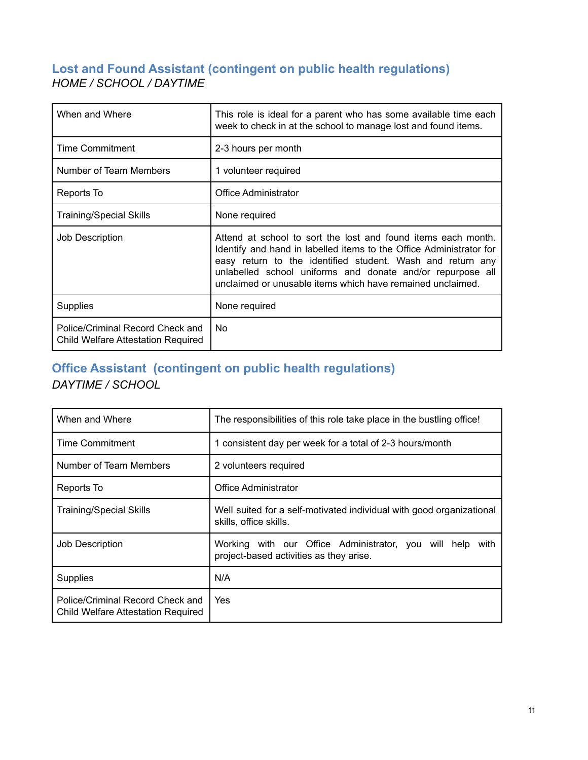## Lost and Found Assistant (contingent on public health regulations)

*HOME / SCHOOL / DAYTIME*

| | |
|---|---|
| When and Where | This role is ideal for a parent who has some available time each week to check in at the school to manage lost and found items. |
| Time Commitment | 2-3 hours per month |
| Number of Team Members | 1 volunteer required |
| Reports To | Office Administrator |
| Training/Special Skills | None required |
| Job Description | Attend at school to sort the lost and found items each month. Identify and hand in labelled items to the Office Administrator for easy return to the identified student. Wash and return any unlabelled school uniforms and donate and/or repurpose all unclaimed or unusable items which have remained unclaimed. |
| Supplies | None required |
| Police/Criminal Record Check and Child Welfare Attestation Required | No |

## Office Assistant (contingent on public health regulations)

*DAYTIME / SCHOOL*

| | |
|---|---|
| When and Where | The responsibilities of this role take place in the bustling office! |
| Time Commitment | 1 consistent day per week for a total of 2-3 hours/month |
| Number of Team Members | 2 volunteers required |
| Reports To | Office Administrator |
| Training/Special Skills | Well suited for a self-motivated individual with good organizational skills, office skills. |
| Job Description | Working with our Office Administrator, you will help with project-based activities as they arise. |
| Supplies | N/A |
| Police/Criminal Record Check and Child Welfare Attestation Required | Yes |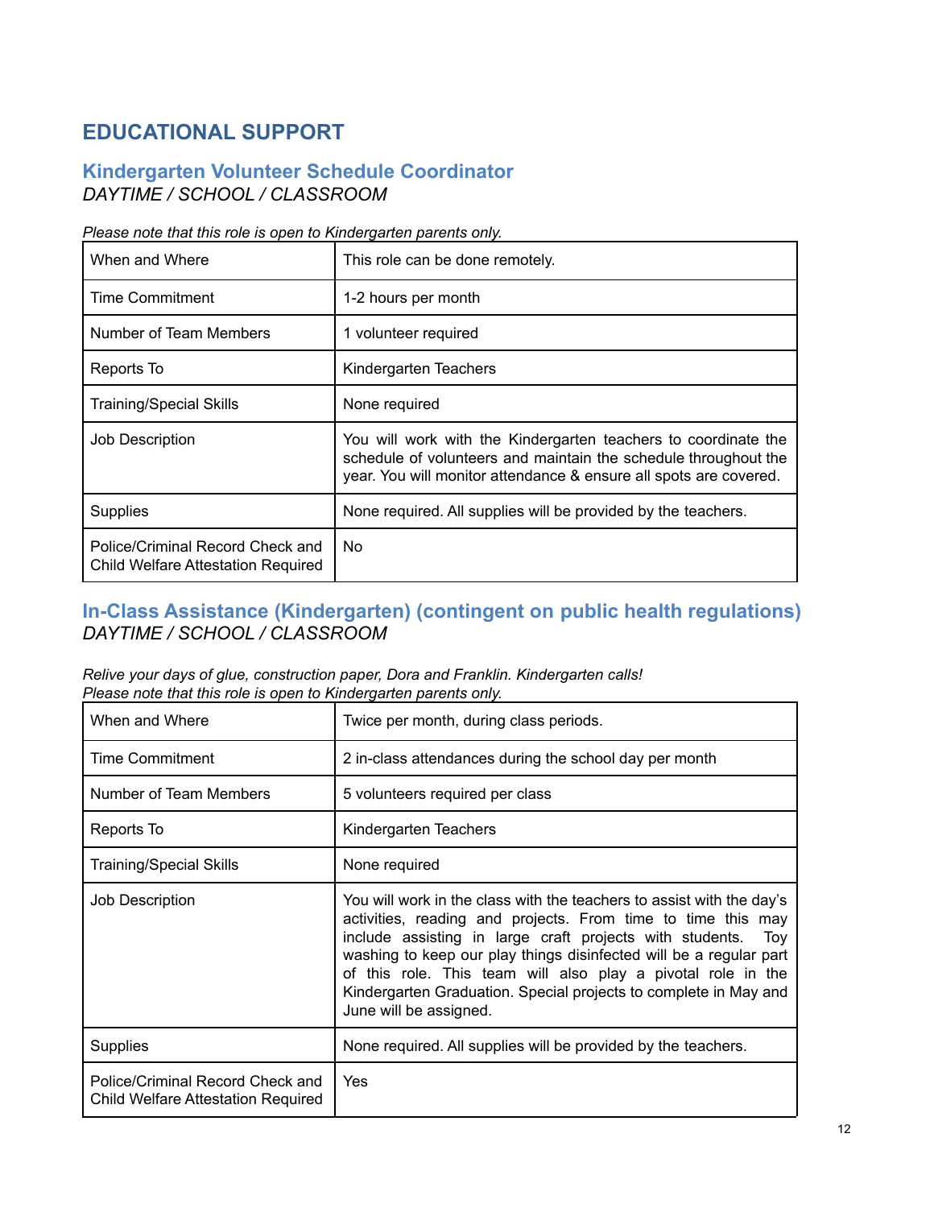# EDUCATIONAL SUPPORT

## Kindergarten Volunteer Schedule Coordinator

*DAYTIME / SCHOOL / CLASSROOM*

*Please note that this role is open to Kindergarten parents only.*

| When and Where | This role can be done remotely. |
|---|---|
| Time Commitment | 1-2 hours per month |
| Number of Team Members | 1 volunteer required |
| Reports To | Kindergarten Teachers |
| Training/Special Skills | None required |
| Job Description | You will work with the Kindergarten teachers to coordinate the schedule of volunteers and maintain the schedule throughout the year. You will monitor attendance & ensure all spots are covered. |
| Supplies | None required. All supplies will be provided by the teachers. |
| Police/Criminal Record Check and Child Welfare Attestation Required | No |

## In-Class Assistance (Kindergarten) (contingent on public health regulations)

*DAYTIME / SCHOOL / CLASSROOM*

*Relive your days of glue, construction paper, Dora and Franklin. Kindergarten calls!*
*Please note that this role is open to Kindergarten parents only.*

| When and Where | Twice per month, during class periods. |
|---|---|
| Time Commitment | 2 in-class attendances during the school day per month |
| Number of Team Members | 5 volunteers required per class |
| Reports To | Kindergarten Teachers |
| Training/Special Skills | None required |
| Job Description | You will work in the class with the teachers to assist with the day's activities, reading and projects. From time to time this may include assisting in large craft projects with students. Toy washing to keep our play things disinfected will be a regular part of this role. This team will also play a pivotal role in the Kindergarten Graduation. Special projects to complete in May and June will be assigned. |
| Supplies | None required. All supplies will be provided by the teachers. |
| Police/Criminal Record Check and Child Welfare Attestation Required | Yes |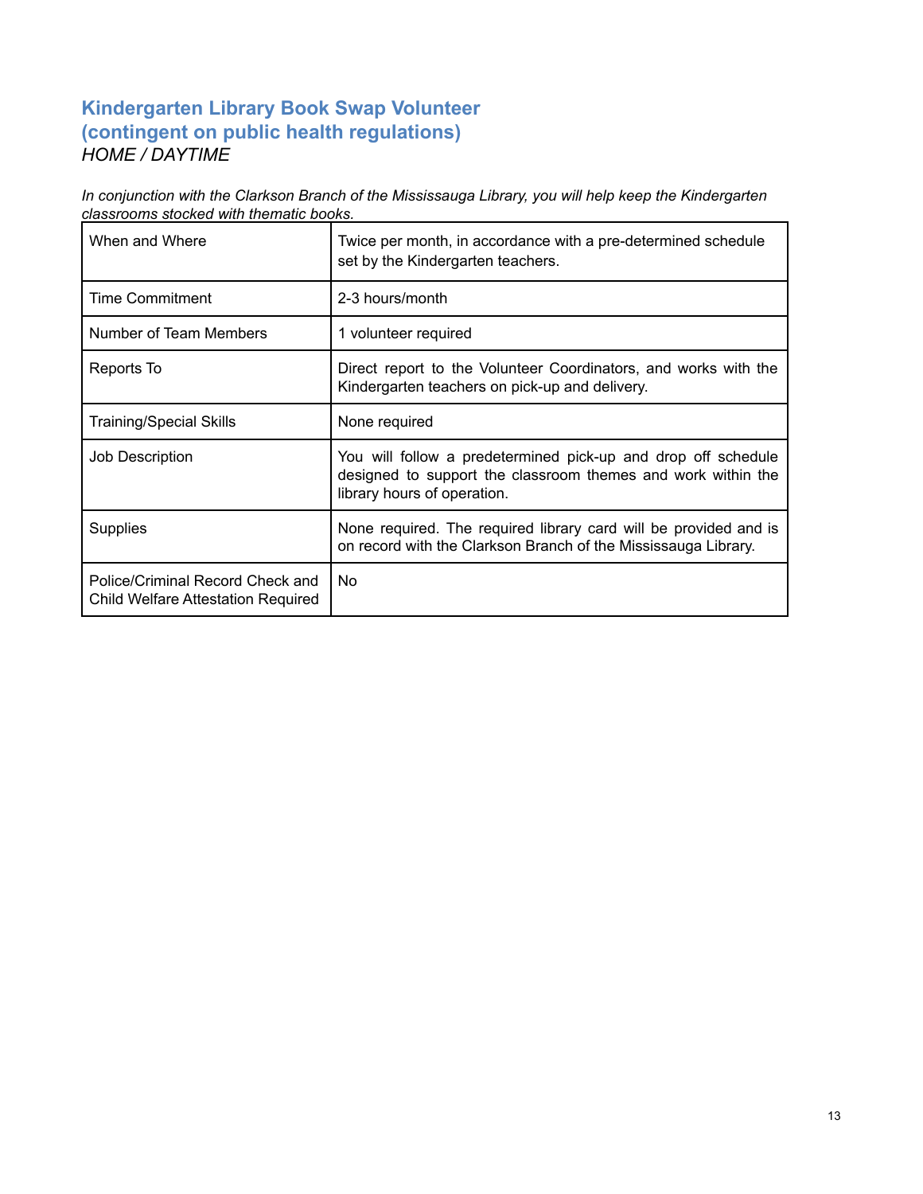## Kindergarten Library Book Swap Volunteer (contingent on public health regulations)

*HOME / DAYTIME*

*In conjunction with the Clarkson Branch of the Mississauga Library, you will help keep the Kindergarten classrooms stocked with thematic books.*

| | |
|---|---|
| When and Where | Twice per month, in accordance with a pre-determined schedule set by the Kindergarten teachers. |
| Time Commitment | 2-3 hours/month |
| Number of Team Members | 1 volunteer required |
| Reports To | Direct report to the Volunteer Coordinators, and works with the Kindergarten teachers on pick-up and delivery. |
| Training/Special Skills | None required |
| Job Description | You will follow a predetermined pick-up and drop off schedule designed to support the classroom themes and work within the library hours of operation. |
| Supplies | None required. The required library card will be provided and is on record with the Clarkson Branch of the Mississauga Library. |
| Police/Criminal Record Check and Child Welfare Attestation Required | No |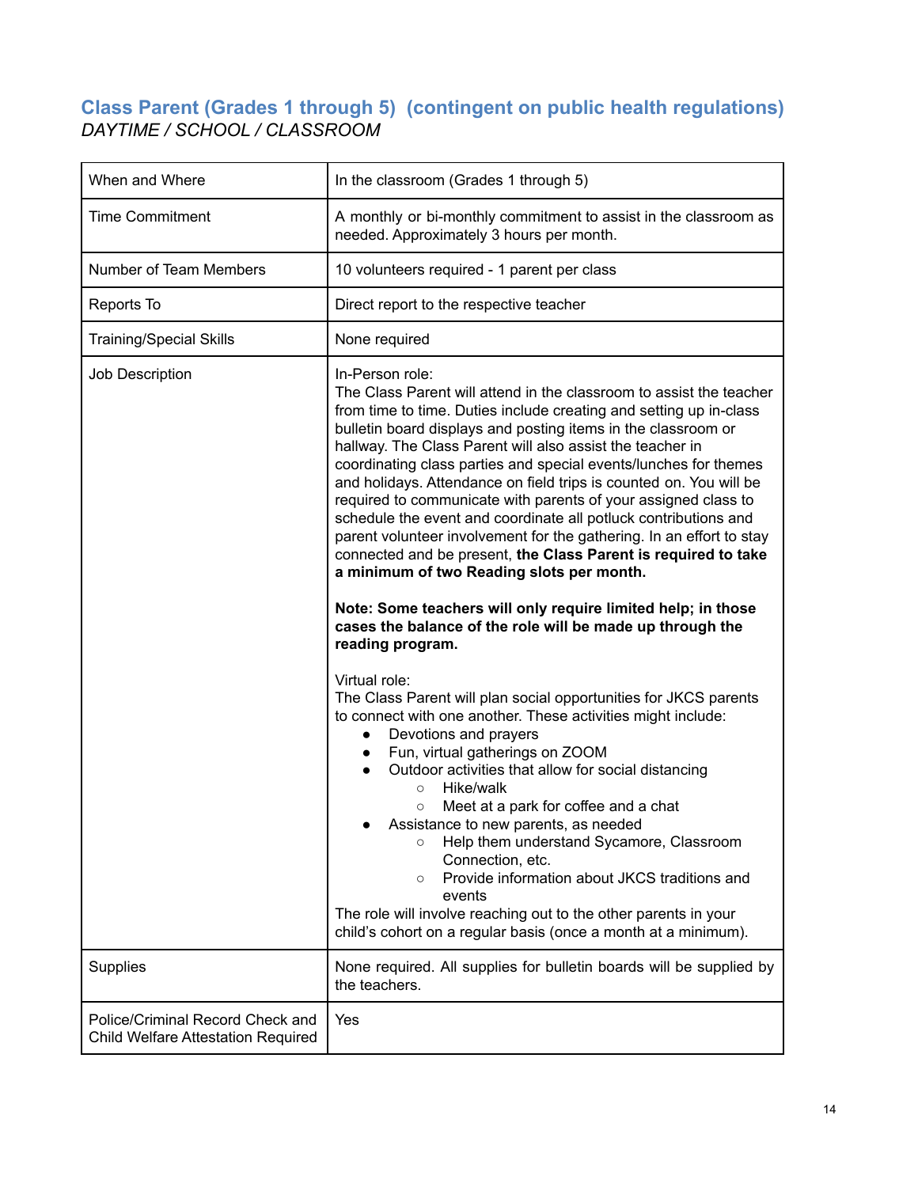## Class Parent (Grades 1 through 5) (contingent on public health regulations)

*DAYTIME / SCHOOL / CLASSROOM*

| | |
|---|---|
| When and Where | In the classroom (Grades 1 through 5) |
| Time Commitment | A monthly or bi-monthly commitment to assist in the classroom as needed. Approximately 3 hours per month. |
| Number of Team Members | 10 volunteers required - 1 parent per class |
| Reports To | Direct report to the respective teacher |
| Training/Special Skills | None required |
| Job Description | In-Person role:<br>The Class Parent will attend in the classroom to assist the teacher from time to time. Duties include creating and setting up in-class bulletin board displays and posting items in the classroom or hallway. The Class Parent will also assist the teacher in coordinating class parties and special events/lunches for themes and holidays. Attendance on field trips is counted on. You will be required to communicate with parents of your assigned class to schedule the event and coordinate all potluck contributions and parent volunteer involvement for the gathering. In an effort to stay connected and be present, **the Class Parent is required to take a minimum of two Reading slots per month.**<br><br>**Note: Some teachers will only require limited help; in those cases the balance of the role will be made up through the reading program.**<br><br>Virtual role:<br>The Class Parent will plan social opportunities for JKCS parents to connect with one another. These activities might include:<br>• Devotions and prayers<br>• Fun, virtual gatherings on ZOOM<br>• Outdoor activities that allow for social distancing<br>&nbsp;&nbsp;&nbsp;&nbsp;○ Hike/walk<br>&nbsp;&nbsp;&nbsp;&nbsp;○ Meet at a park for coffee and a chat<br>• Assistance to new parents, as needed<br>&nbsp;&nbsp;&nbsp;&nbsp;○ Help them understand Sycamore, Classroom Connection, etc.<br>&nbsp;&nbsp;&nbsp;&nbsp;○ Provide information about JKCS traditions and events<br>The role will involve reaching out to the other parents in your child's cohort on a regular basis (once a month at a minimum). |
| Supplies | None required. All supplies for bulletin boards will be supplied by the teachers. |
| Police/Criminal Record Check and Child Welfare Attestation Required | Yes |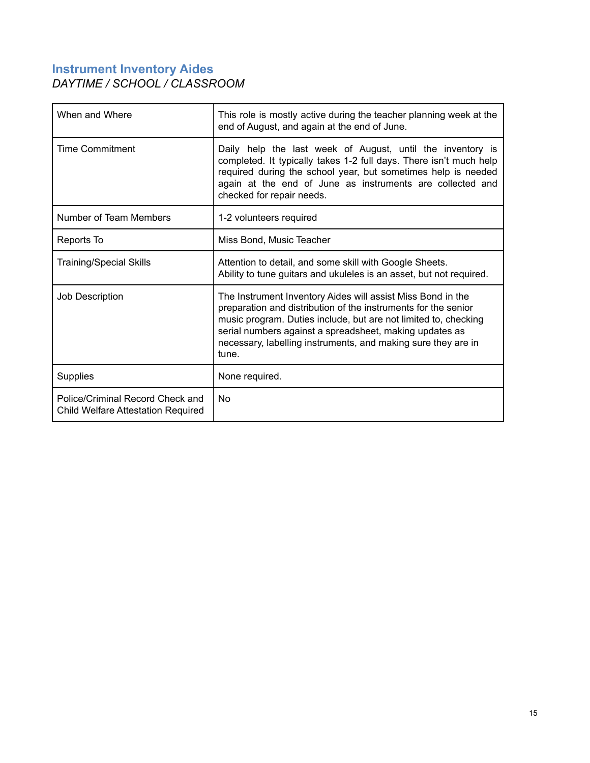## Instrument Inventory Aides

*DAYTIME / SCHOOL / CLASSROOM*

| | |
|---|---|
| When and Where | This role is mostly active during the teacher planning week at the end of August, and again at the end of June. |
| Time Commitment | Daily help the last week of August, until the inventory is completed. It typically takes 1-2 full days. There isn't much help required during the school year, but sometimes help is needed again at the end of June as instruments are collected and checked for repair needs. |
| Number of Team Members | 1-2 volunteers required |
| Reports To | Miss Bond, Music Teacher |
| Training/Special Skills | Attention to detail, and some skill with Google Sheets.<br>Ability to tune guitars and ukuleles is an asset, but not required. |
| Job Description | The Instrument Inventory Aides will assist Miss Bond in the preparation and distribution of the instruments for the senior music program. Duties include, but are not limited to, checking serial numbers against a spreadsheet, making updates as necessary, labelling instruments, and making sure they are in tune. |
| Supplies | None required. |
| Police/Criminal Record Check and Child Welfare Attestation Required | No |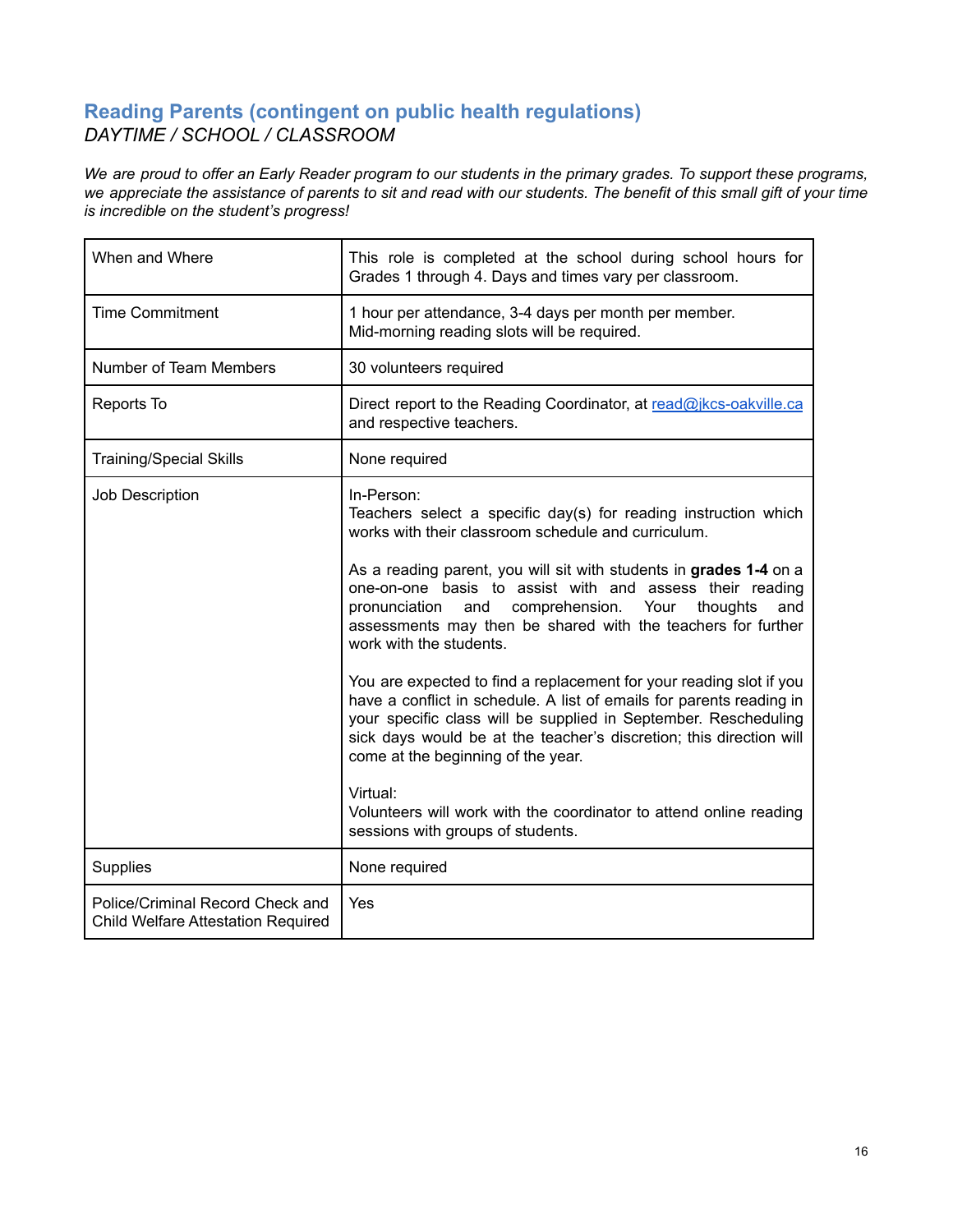## Reading Parents (contingent on public health regulations)

*DAYTIME / SCHOOL / CLASSROOM*

*We are proud to offer an Early Reader program to our students in the primary grades. To support these programs, we appreciate the assistance of parents to sit and read with our students. The benefit of this small gift of your time is incredible on the student's progress!*

| | |
|---|---|
| When and Where | This role is completed at the school during school hours for Grades 1 through 4. Days and times vary per classroom. |
| Time Commitment | 1 hour per attendance, 3-4 days per month per member.<br>Mid-morning reading slots will be required. |
| Number of Team Members | 30 volunteers required |
| Reports To | Direct report to the Reading Coordinator, at [read@jkcs-oakville.ca](mailto:read@jkcs-oakville.ca) and respective teachers. |
| Training/Special Skills | None required |
| Job Description | In-Person:<br>Teachers select a specific day(s) for reading instruction which works with their classroom schedule and curriculum.<br><br>As a reading parent, you will sit with students in **grades 1-4** on a one-on-one basis to assist with and assess their reading pronunciation and comprehension. Your thoughts and assessments may then be shared with the teachers for further work with the students.<br><br>You are expected to find a replacement for your reading slot if you have a conflict in schedule. A list of emails for parents reading in your specific class will be supplied in September. Rescheduling sick days would be at the teacher's discretion; this direction will come at the beginning of the year.<br><br>Virtual:<br>Volunteers will work with the coordinator to attend online reading sessions with groups of students. |
| Supplies | None required |
| Police/Criminal Record Check and Child Welfare Attestation Required | Yes |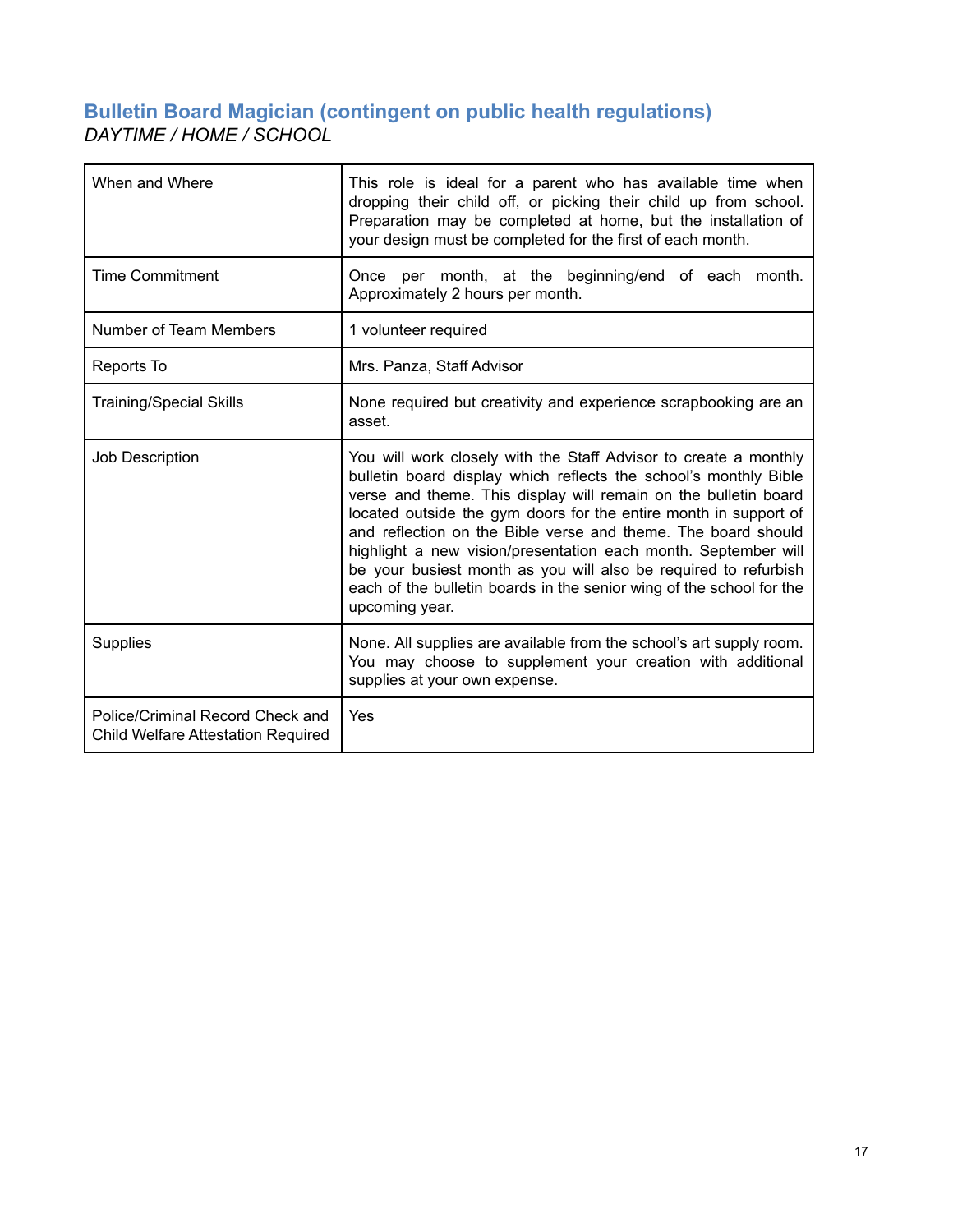## Bulletin Board Magician (contingent on public health regulations)

*DAYTIME / HOME / SCHOOL*

| | |
|---|---|
| When and Where | This role is ideal for a parent who has available time when dropping their child off, or picking their child up from school. Preparation may be completed at home, but the installation of your design must be completed for the first of each month. |
| Time Commitment | Once per month, at the beginning/end of each month. Approximately 2 hours per month. |
| Number of Team Members | 1 volunteer required |
| Reports To | Mrs. Panza, Staff Advisor |
| Training/Special Skills | None required but creativity and experience scrapbooking are an asset. |
| Job Description | You will work closely with the Staff Advisor to create a monthly bulletin board display which reflects the school's monthly Bible verse and theme. This display will remain on the bulletin board located outside the gym doors for the entire month in support of and reflection on the Bible verse and theme. The board should highlight a new vision/presentation each month. September will be your busiest month as you will also be required to refurbish each of the bulletin boards in the senior wing of the school for the upcoming year. |
| Supplies | None. All supplies are available from the school's art supply room. You may choose to supplement your creation with additional supplies at your own expense. |
| Police/Criminal Record Check and Child Welfare Attestation Required | Yes |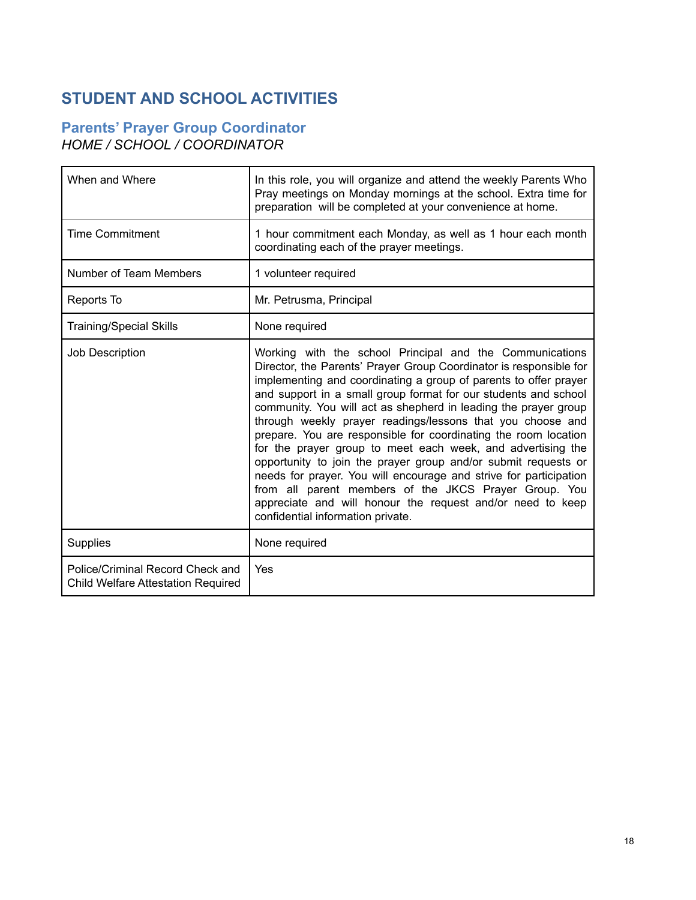## STUDENT AND SCHOOL ACTIVITIES

### Parents' Prayer Group Coordinator

*HOME / SCHOOL / COORDINATOR*

| | |
|---|---|
| When and Where | In this role, you will organize and attend the weekly Parents Who Pray meetings on Monday mornings at the school. Extra time for preparation will be completed at your convenience at home. |
| Time Commitment | 1 hour commitment each Monday, as well as 1 hour each month coordinating each of the prayer meetings. |
| Number of Team Members | 1 volunteer required |
| Reports To | Mr. Petrusma, Principal |
| Training/Special Skills | None required |
| Job Description | Working with the school Principal and the Communications Director, the Parents' Prayer Group Coordinator is responsible for implementing and coordinating a group of parents to offer prayer and support in a small group format for our students and school community. You will act as shepherd in leading the prayer group through weekly prayer readings/lessons that you choose and prepare. You are responsible for coordinating the room location for the prayer group to meet each week, and advertising the opportunity to join the prayer group and/or submit requests or needs for prayer. You will encourage and strive for participation from all parent members of the JKCS Prayer Group. You appreciate and will honour the request and/or need to keep confidential information private. |
| Supplies | None required |
| Police/Criminal Record Check and Child Welfare Attestation Required | Yes |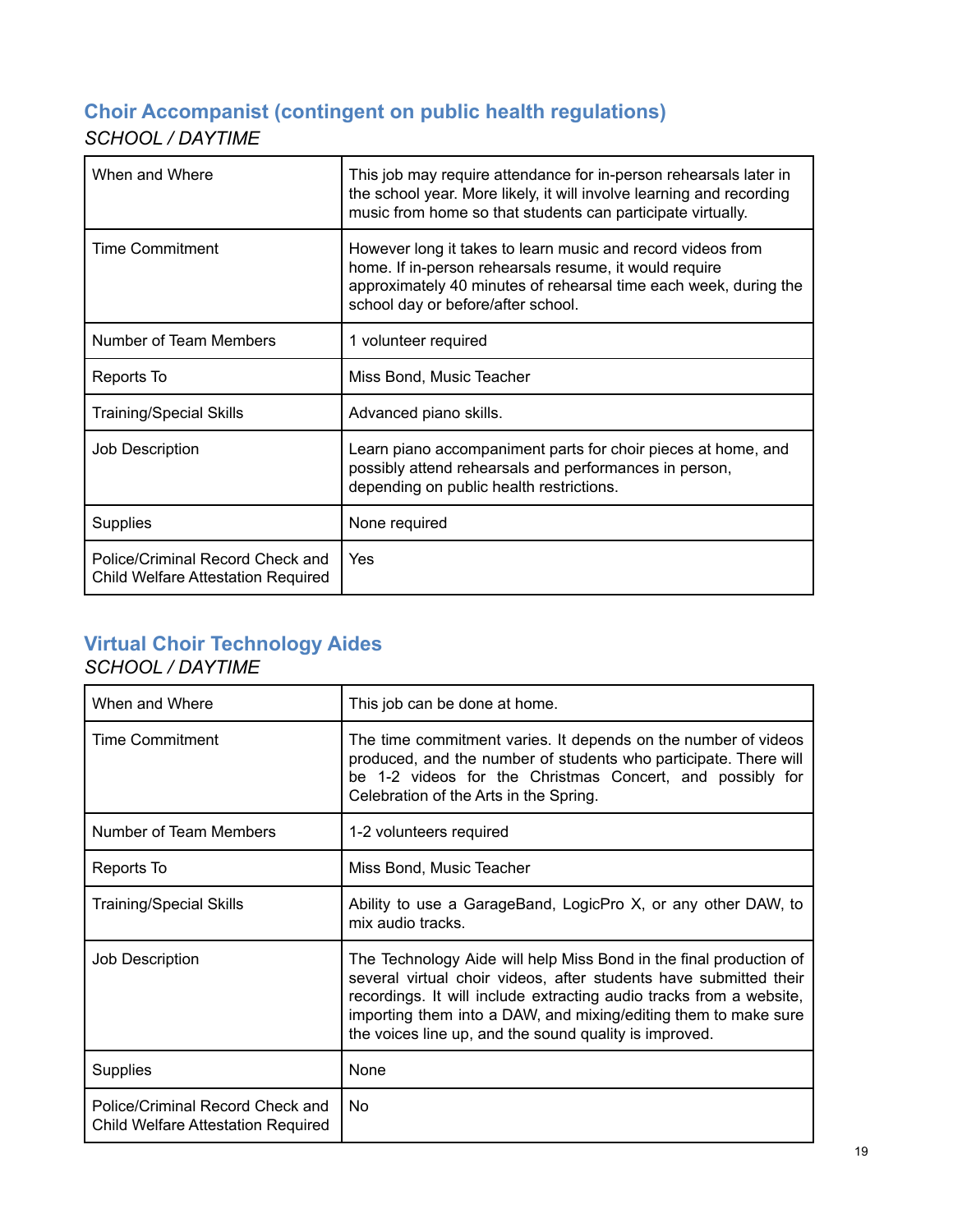## Choir Accompanist (contingent on public health regulations)

*SCHOOL / DAYTIME*

| | |
|---|---|
| When and Where | This job may require attendance for in-person rehearsals later in the school year. More likely, it will involve learning and recording music from home so that students can participate virtually. |
| Time Commitment | However long it takes to learn music and record videos from home. If in-person rehearsals resume, it would require approximately 40 minutes of rehearsal time each week, during the school day or before/after school. |
| Number of Team Members | 1 volunteer required |
| Reports To | Miss Bond, Music Teacher |
| Training/Special Skills | Advanced piano skills. |
| Job Description | Learn piano accompaniment parts for choir pieces at home, and possibly attend rehearsals and performances in person, depending on public health restrictions. |
| Supplies | None required |
| Police/Criminal Record Check and Child Welfare Attestation Required | Yes |

## Virtual Choir Technology Aides

*SCHOOL / DAYTIME*

| | |
|---|---|
| When and Where | This job can be done at home. |
| Time Commitment | The time commitment varies. It depends on the number of videos produced, and the number of students who participate. There will be 1-2 videos for the Christmas Concert, and possibly for Celebration of the Arts in the Spring. |
| Number of Team Members | 1-2 volunteers required |
| Reports To | Miss Bond, Music Teacher |
| Training/Special Skills | Ability to use a GarageBand, LogicPro X, or any other DAW, to mix audio tracks. |
| Job Description | The Technology Aide will help Miss Bond in the final production of several virtual choir videos, after students have submitted their recordings. It will include extracting audio tracks from a website, importing them into a DAW, and mixing/editing them to make sure the voices line up, and the sound quality is improved. |
| Supplies | None |
| Police/Criminal Record Check and Child Welfare Attestation Required | No |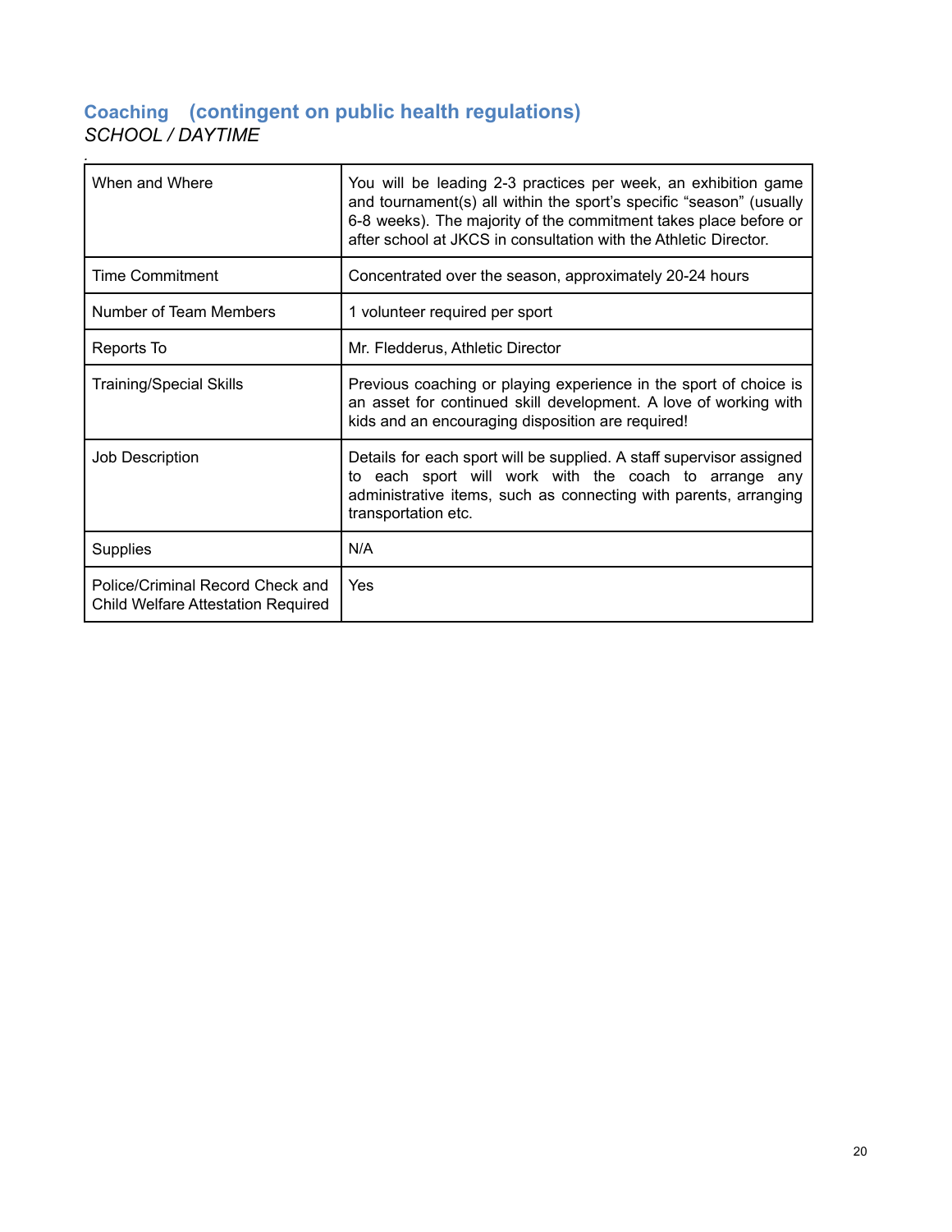## Coaching (contingent on public health regulations)

*SCHOOL / DAYTIME*

| | |
|---|---|
| When and Where | You will be leading 2-3 practices per week, an exhibition game and tournament(s) all within the sport's specific "season" (usually 6-8 weeks). The majority of the commitment takes place before or after school at JKCS in consultation with the Athletic Director. |
| Time Commitment | Concentrated over the season, approximately 20-24 hours |
| Number of Team Members | 1 volunteer required per sport |
| Reports To | Mr. Fledderus, Athletic Director |
| Training/Special Skills | Previous coaching or playing experience in the sport of choice is an asset for continued skill development. A love of working with kids and an encouraging disposition are required! |
| Job Description | Details for each sport will be supplied. A staff supervisor assigned to each sport will work with the coach to arrange any administrative items, such as connecting with parents, arranging transportation etc. |
| Supplies | N/A |
| Police/Criminal Record Check and Child Welfare Attestation Required | Yes |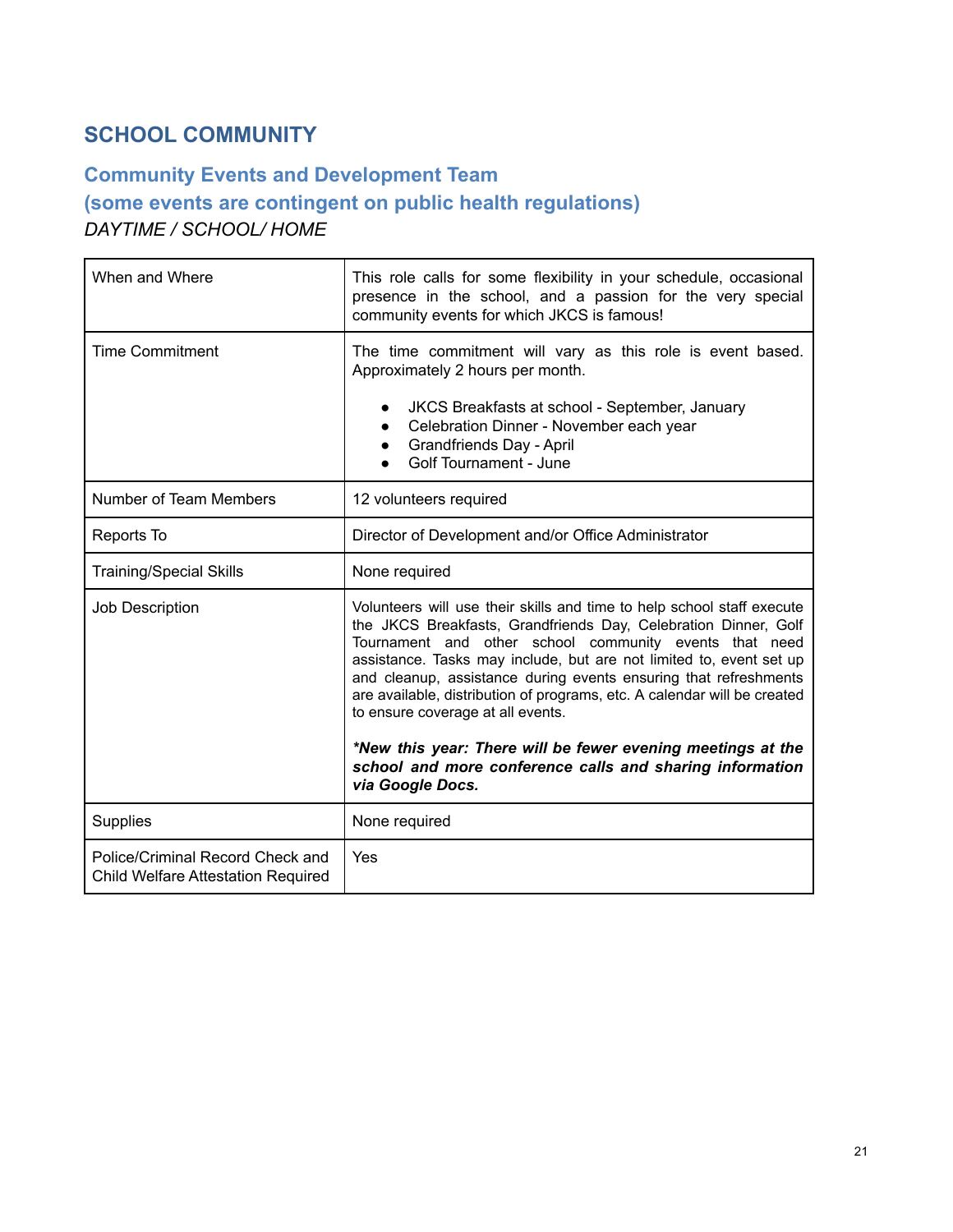# SCHOOL COMMUNITY

## Community Events and Development Team
## (some events are contingent on public health regulations)

*DAYTIME / SCHOOL/ HOME*

| | |
|---|---|
| When and Where | This role calls for some flexibility in your schedule, occasional presence in the school, and a passion for the very special community events for which JKCS is famous! |
| Time Commitment | The time commitment will vary as this role is event based. Approximately 2 hours per month.<br><br>• JKCS Breakfasts at school - September, January<br>• Celebration Dinner - November each year<br>• Grandfriends Day - April<br>• Golf Tournament - June |
| Number of Team Members | 12 volunteers required |
| Reports To | Director of Development and/or Office Administrator |
| Training/Special Skills | None required |
| Job Description | Volunteers will use their skills and time to help school staff execute the JKCS Breakfasts, Grandfriends Day, Celebration Dinner, Golf Tournament and other school community events that need assistance. Tasks may include, but are not limited to, event set up and cleanup, assistance during events ensuring that refreshments are available, distribution of programs, etc. A calendar will be created to ensure coverage at all events.<br><br>***New this year: There will be fewer evening meetings at the school and more conference calls and sharing information via Google Docs.*** |
| Supplies | None required |
| Police/Criminal Record Check and Child Welfare Attestation Required | Yes |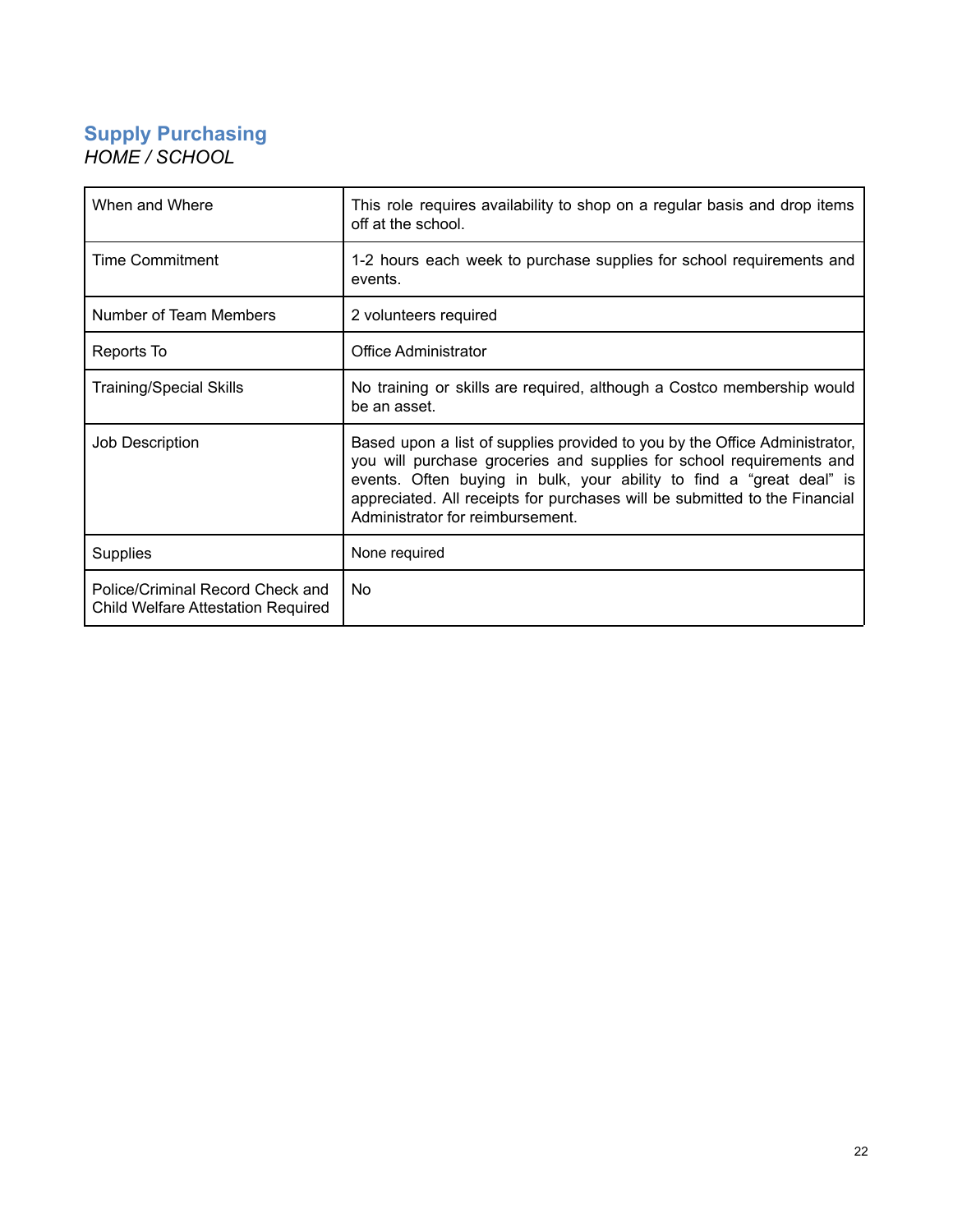## Supply Purchasing

*HOME / SCHOOL*

| | |
|---|---|
| When and Where | This role requires availability to shop on a regular basis and drop items off at the school. |
| Time Commitment | 1-2 hours each week to purchase supplies for school requirements and events. |
| Number of Team Members | 2 volunteers required |
| Reports To | Office Administrator |
| Training/Special Skills | No training or skills are required, although a Costco membership would be an asset. |
| Job Description | Based upon a list of supplies provided to you by the Office Administrator, you will purchase groceries and supplies for school requirements and events. Often buying in bulk, your ability to find a “great deal” is appreciated. All receipts for purchases will be submitted to the Financial Administrator for reimbursement. |
| Supplies | None required |
| Police/Criminal Record Check and Child Welfare Attestation Required | No |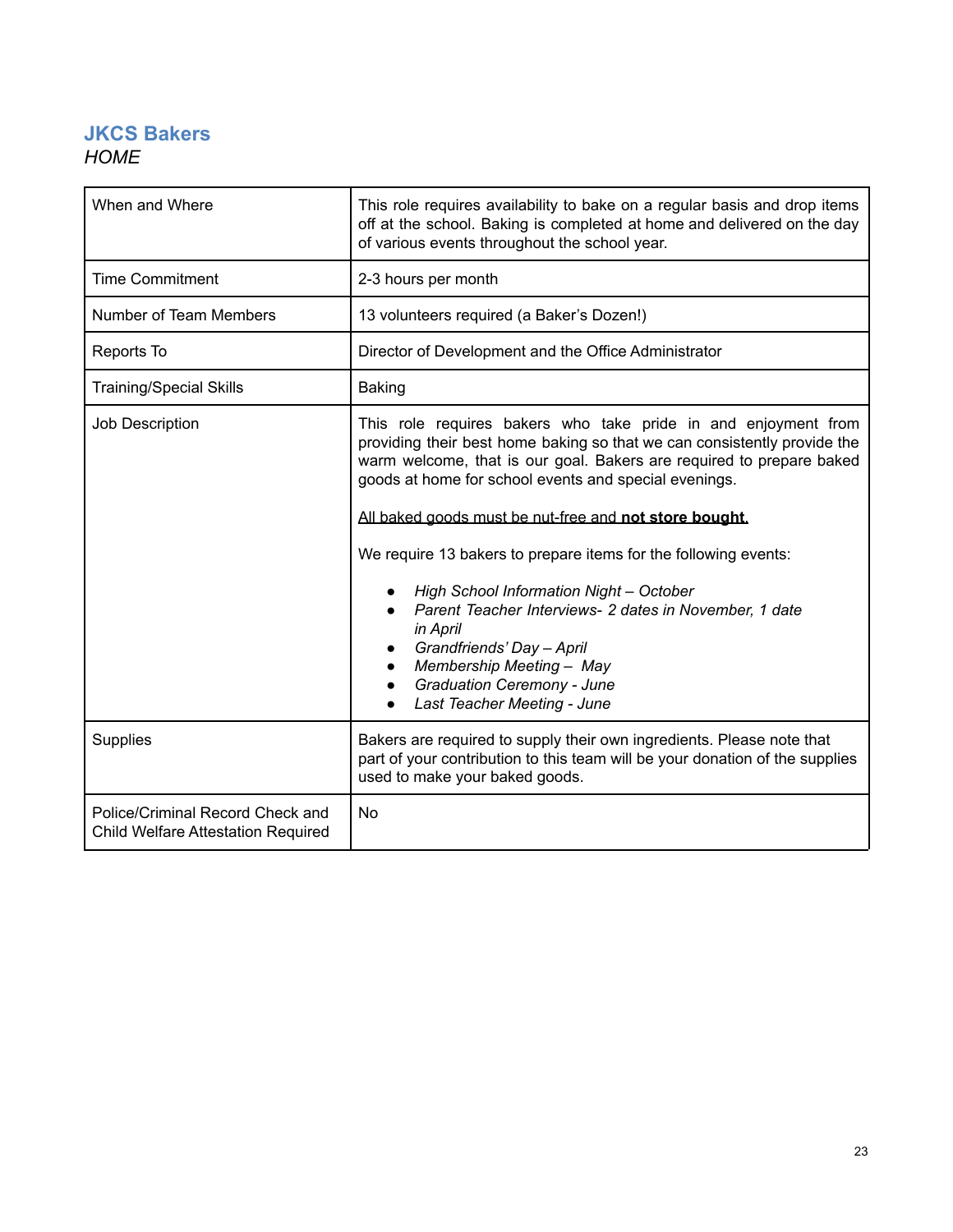## JKCS Bakers

*HOME*

| | |
|---|---|
| When and Where | This role requires availability to bake on a regular basis and drop items off at the school. Baking is completed at home and delivered on the day of various events throughout the school year. |
| Time Commitment | 2-3 hours per month |
| Number of Team Members | 13 volunteers required (a Baker's Dozen!) |
| Reports To | Director of Development and the Office Administrator |
| Training/Special Skills | Baking |
| Job Description | This role requires bakers who take pride in and enjoyment from providing their best home baking so that we can consistently provide the warm welcome, that is our goal. Bakers are required to prepare baked goods at home for school events and special evenings.<br><br><u>All baked goods must be nut-free and **not store bought.**</u><br><br>We require 13 bakers to prepare items for the following events:<br><br>• *High School Information Night – October*<br>• *Parent Teacher Interviews- 2 dates in November, 1 date in April*<br>• *Grandfriends' Day – April*<br>• *Membership Meeting – May*<br>• *Graduation Ceremony - June*<br>• *Last Teacher Meeting - June* |
| Supplies | Bakers are required to supply their own ingredients. Please note that part of your contribution to this team will be your donation of the supplies used to make your baked goods. |
| Police/Criminal Record Check and Child Welfare Attestation Required | No |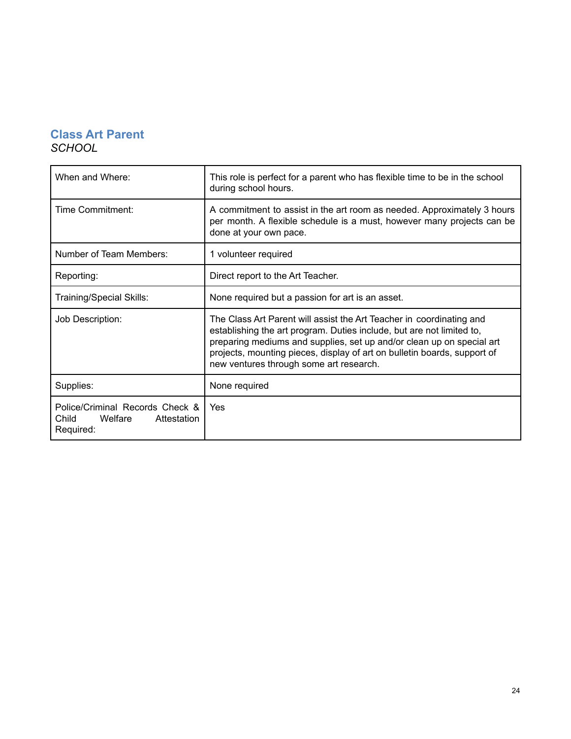## Class Art Parent

*SCHOOL*

| | |
|---|---|
| When and Where: | This role is perfect for a parent who has flexible time to be in the school during school hours. |
| Time Commitment: | A commitment to assist in the art room as needed. Approximately 3 hours per month. A flexible schedule is a must, however many projects can be done at your own pace. |
| Number of Team Members: | 1 volunteer required |
| Reporting: | Direct report to the Art Teacher. |
| Training/Special Skills: | None required but a passion for art is an asset. |
| Job Description: | The Class Art Parent will assist the Art Teacher in coordinating and establishing the art program. Duties include, but are not limited to, preparing mediums and supplies, set up and/or clean up on special art projects, mounting pieces, display of art on bulletin boards, support of new ventures through some art research. |
| Supplies: | None required |
| Police/Criminal Records Check & Child Welfare Attestation Required: | Yes |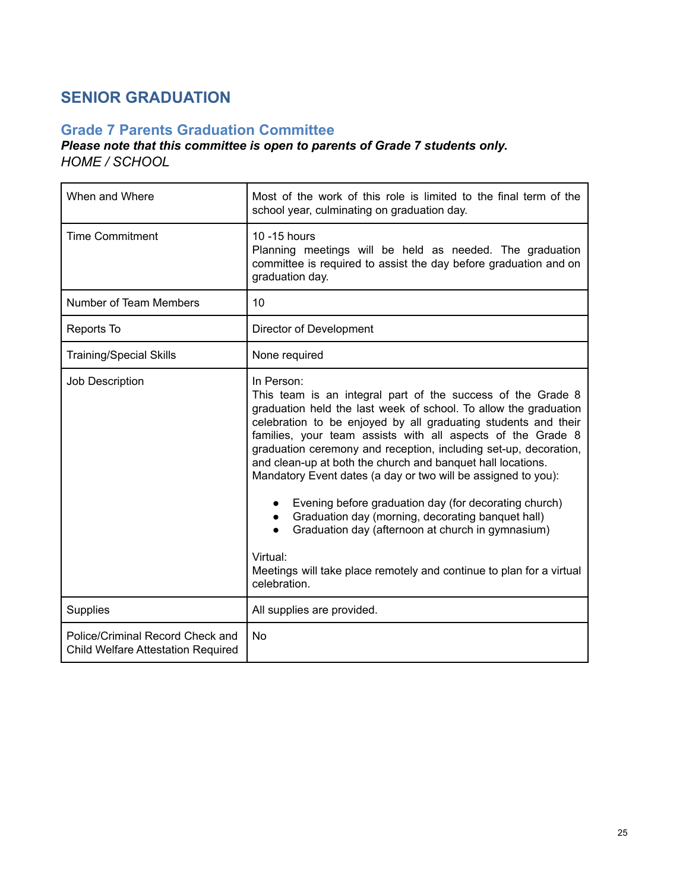# SENIOR GRADUATION

## Grade 7 Parents Graduation Committee

***Please note that this committee is open to parents of Grade 7 students only.***

*HOME / SCHOOL*

| | |
|---|---|
| When and Where | Most of the work of this role is limited to the final term of the school year, culminating on graduation day. |
| Time Commitment | 10 -15 hours<br>Planning meetings will be held as needed. The graduation committee is required to assist the day before graduation and on graduation day. |
| Number of Team Members | 10 |
| Reports To | Director of Development |
| Training/Special Skills | None required |
| Job Description | In Person:<br>This team is an integral part of the success of the Grade 8 graduation held the last week of school. To allow the graduation celebration to be enjoyed by all graduating students and their families, your team assists with all aspects of the Grade 8 graduation ceremony and reception, including set-up, decoration, and clean-up at both the church and banquet hall locations.<br>Mandatory Event dates (a day or two will be assigned to you):<br>• Evening before graduation day (for decorating church)<br>• Graduation day (morning, decorating banquet hall)<br>• Graduation day (afternoon at church in gymnasium)<br><br>Virtual:<br>Meetings will take place remotely and continue to plan for a virtual celebration. |
| Supplies | All supplies are provided. |
| Police/Criminal Record Check and Child Welfare Attestation Required | No |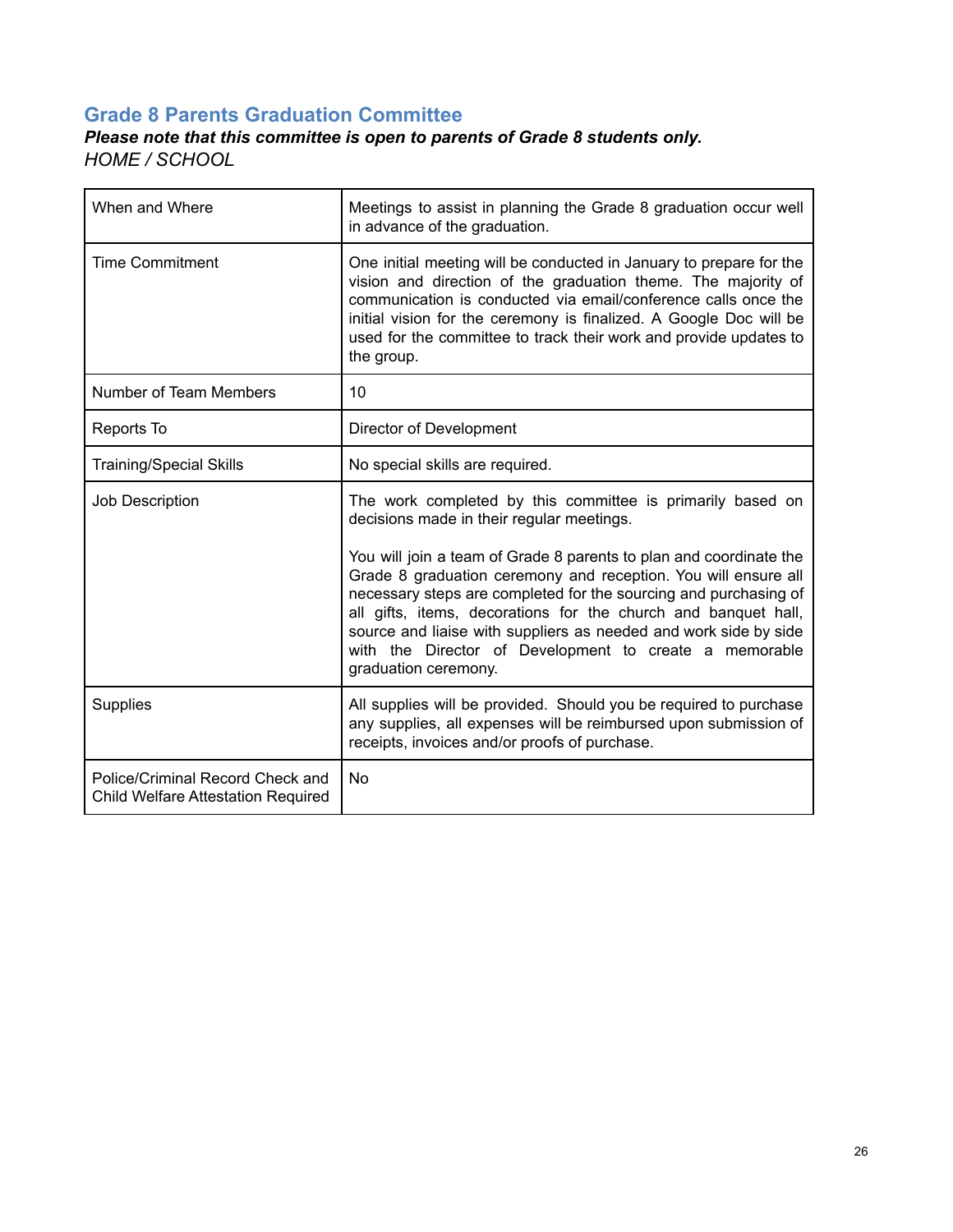## Grade 8 Parents Graduation Committee

***Please note that this committee is open to parents of Grade 8 students only.***

*HOME / SCHOOL*

| | |
|---|---|
| When and Where | Meetings to assist in planning the Grade 8 graduation occur well in advance of the graduation. |
| Time Commitment | One initial meeting will be conducted in January to prepare for the vision and direction of the graduation theme. The majority of communication is conducted via email/conference calls once the initial vision for the ceremony is finalized. A Google Doc will be used for the committee to track their work and provide updates to the group. |
| Number of Team Members | 10 |
| Reports To | Director of Development |
| Training/Special Skills | No special skills are required. |
| Job Description | The work completed by this committee is primarily based on decisions made in their regular meetings.<br><br>You will join a team of Grade 8 parents to plan and coordinate the Grade 8 graduation ceremony and reception. You will ensure all necessary steps are completed for the sourcing and purchasing of all gifts, items, decorations for the church and banquet hall, source and liaise with suppliers as needed and work side by side with the Director of Development to create a memorable graduation ceremony. |
| Supplies | All supplies will be provided. Should you be required to purchase any supplies, all expenses will be reimbursed upon submission of receipts, invoices and/or proofs of purchase. |
| Police/Criminal Record Check and Child Welfare Attestation Required | No |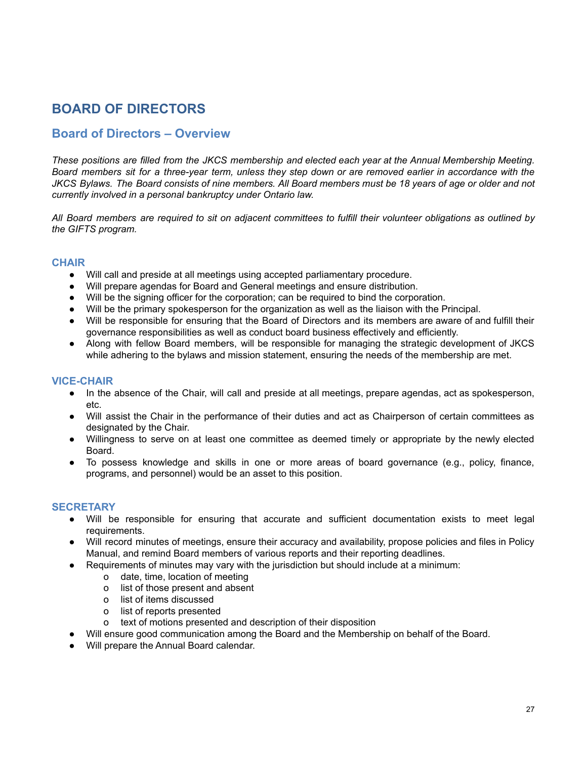# BOARD OF DIRECTORS

## Board of Directors – Overview

*These positions are filled from the JKCS membership and elected each year at the Annual Membership Meeting. Board members sit for a three-year term, unless they step down or are removed earlier in accordance with the JKCS Bylaws. The Board consists of nine members. All Board members must be 18 years of age or older and not currently involved in a personal bankruptcy under Ontario law.*

*All Board members are required to sit on adjacent committees to fulfill their volunteer obligations as outlined by the GIFTS program.*

### CHAIR

- Will call and preside at all meetings using accepted parliamentary procedure.
- Will prepare agendas for Board and General meetings and ensure distribution.
- Will be the signing officer for the corporation; can be required to bind the corporation.
- Will be the primary spokesperson for the organization as well as the liaison with the Principal.
- Will be responsible for ensuring that the Board of Directors and its members are aware of and fulfill their governance responsibilities as well as conduct board business effectively and efficiently.
- Along with fellow Board members, will be responsible for managing the strategic development of JKCS while adhering to the bylaws and mission statement, ensuring the needs of the membership are met.

### VICE-CHAIR

- In the absence of the Chair, will call and preside at all meetings, prepare agendas, act as spokesperson, etc.
- Will assist the Chair in the performance of their duties and act as Chairperson of certain committees as designated by the Chair.
- Willingness to serve on at least one committee as deemed timely or appropriate by the newly elected Board.
- To possess knowledge and skills in one or more areas of board governance (e.g., policy, finance, programs, and personnel) would be an asset to this position.

### SECRETARY

- Will be responsible for ensuring that accurate and sufficient documentation exists to meet legal requirements.
- Will record minutes of meetings, ensure their accuracy and availability, propose policies and files in Policy Manual, and remind Board members of various reports and their reporting deadlines.
- Requirements of minutes may vary with the jurisdiction but should include at a minimum:
    - date, time, location of meeting
    - list of those present and absent
    - list of items discussed
    - list of reports presented
    - text of motions presented and description of their disposition
- Will ensure good communication among the Board and the Membership on behalf of the Board.
- Will prepare the Annual Board calendar.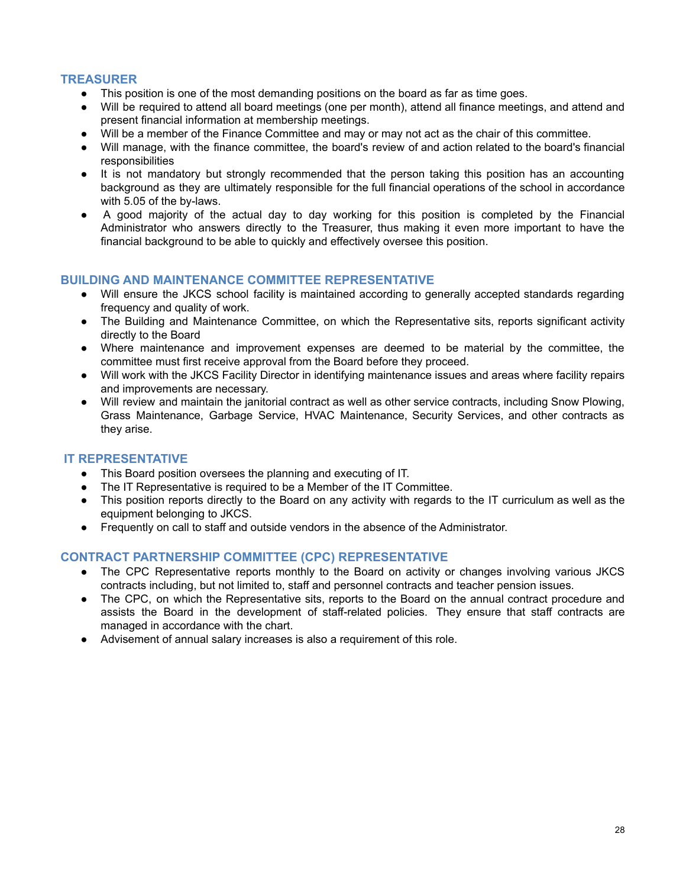### TREASURER

- This position is one of the most demanding positions on the board as far as time goes.
- Will be required to attend all board meetings (one per month), attend all finance meetings, and attend and present financial information at membership meetings.
- Will be a member of the Finance Committee and may or may not act as the chair of this committee.
- Will manage, with the finance committee, the board's review of and action related to the board's financial responsibilities
- It is not mandatory but strongly recommended that the person taking this position has an accounting background as they are ultimately responsible for the full financial operations of the school in accordance with 5.05 of the by-laws.
- A good majority of the actual day to day working for this position is completed by the Financial Administrator who answers directly to the Treasurer, thus making it even more important to have the financial background to be able to quickly and effectively oversee this position.

### BUILDING AND MAINTENANCE COMMITTEE REPRESENTATIVE

- Will ensure the JKCS school facility is maintained according to generally accepted standards regarding frequency and quality of work.
- The Building and Maintenance Committee, on which the Representative sits, reports significant activity directly to the Board
- Where maintenance and improvement expenses are deemed to be material by the committee, the committee must first receive approval from the Board before they proceed.
- Will work with the JKCS Facility Director in identifying maintenance issues and areas where facility repairs and improvements are necessary.
- Will review and maintain the janitorial contract as well as other service contracts, including Snow Plowing, Grass Maintenance, Garbage Service, HVAC Maintenance, Security Services, and other contracts as they arise.

### IT REPRESENTATIVE

- This Board position oversees the planning and executing of IT.
- The IT Representative is required to be a Member of the IT Committee.
- This position reports directly to the Board on any activity with regards to the IT curriculum as well as the equipment belonging to JKCS.
- Frequently on call to staff and outside vendors in the absence of the Administrator.

### CONTRACT PARTNERSHIP COMMITTEE (CPC) REPRESENTATIVE

- The CPC Representative reports monthly to the Board on activity or changes involving various JKCS contracts including, but not limited to, staff and personnel contracts and teacher pension issues.
- The CPC, on which the Representative sits, reports to the Board on the annual contract procedure and assists the Board in the development of staff-related policies. They ensure that staff contracts are managed in accordance with the chart.
- Advisement of annual salary increases is also a requirement of this role.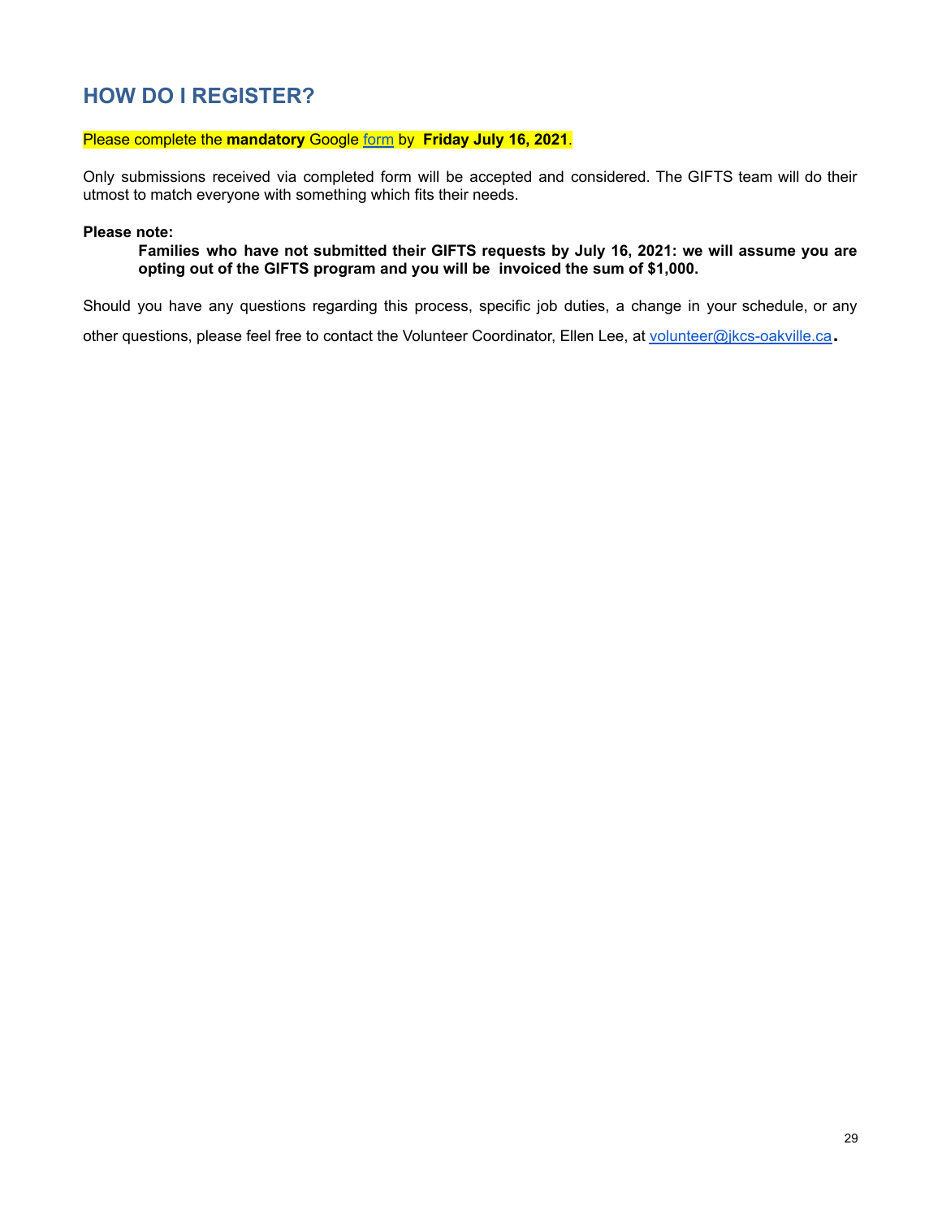## HOW DO I REGISTER?

Please complete the **mandatory** Google form by **Friday July 16, 2021**.

Only submissions received via completed form will be accepted and considered. The GIFTS team will do their utmost to match everyone with something which fits their needs.

**Please note:**

> **Families who have not submitted their GIFTS requests by July 16, 2021: we will assume you are opting out of the GIFTS program and you will be invoiced the sum of $1,000.**

Should you have any questions regarding this process, specific job duties, a change in your schedule, or any other questions, please feel free to contact the Volunteer Coordinator, Ellen Lee, at volunteer@jkcs-oakville.ca.